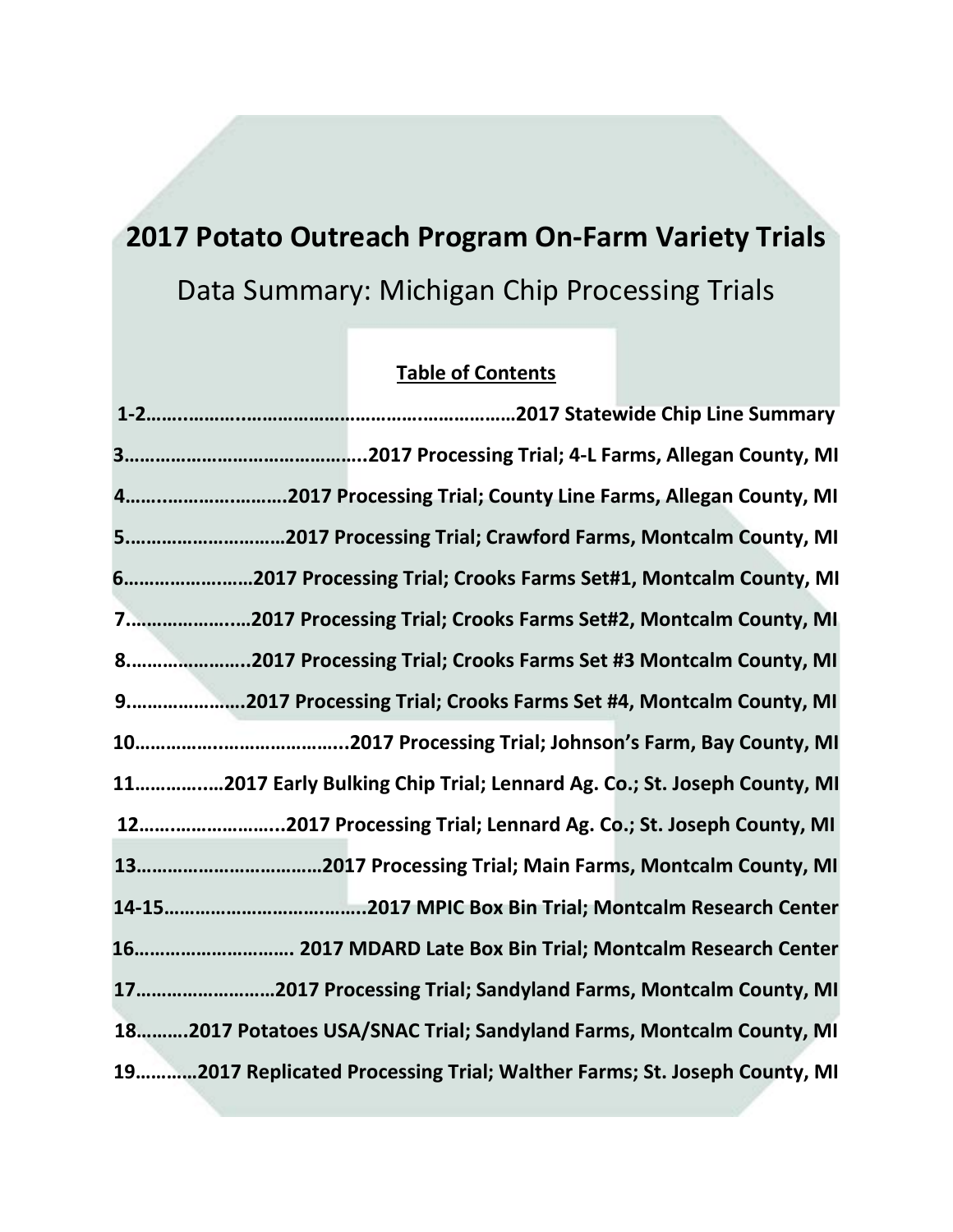# 2017 Potato Outreach Program On-Farm Variety Trials

## Data Summary: Michigan Chip Processing Trials

### Table of Contents

**1-2……………………………………………………………2017 Statewide Chip Line Summary**

**3………………………………………..2017 Processing Trial; 4-L Farms, Allegan County, MI**

**4………………………….2017 Processing Trial; County Line Farms, Allegan County, MI**

**5…………………………2017 Processing Trial; Crawford Farms, Montcalm County, MI**

**6……………………2017 Processing Trial; Crooks Farms Set#1, Montcalm County, MI**

**7…………………..2017 Processing Trial; Crooks Farms Set#2, Montcalm County, MI**

**8…………………..2017 Processing Trial; Crooks Farms Set #3 Montcalm County, MI**

**9………………….2017 Processing Trial; Crooks Farms Set #4, Montcalm County, MI**

**10…………………………………...2017 Processing Trial; Johnson's Farm, Bay County, MI**

**11…………….2017 Early Bulking Chip Trial; Lennard Ag. Co.; St. Joseph County, MI**

**12……………………...2017 Processing Trial; Lennard Ag. Co.; St. Joseph County, MI**

**13………………………………2017 Processing Trial; Main Farms, Montcalm County, MI**

**14-15……………………………….2017 MPIC Box Bin Trial; Montcalm Research Center**

**16…………………………. 2017 MDARD Late Box Bin Trial; Montcalm Research Center**

**17……………………2017 Processing Trial; Sandyland Farms, Montcalm County, MI**

**18……….2017 Potatoes USA/SNAC Trial; Sandyland Farms, Montcalm County, MI**

**19…………2017 Replicated Processing Trial; Walther Farms; St. Joseph County, MI**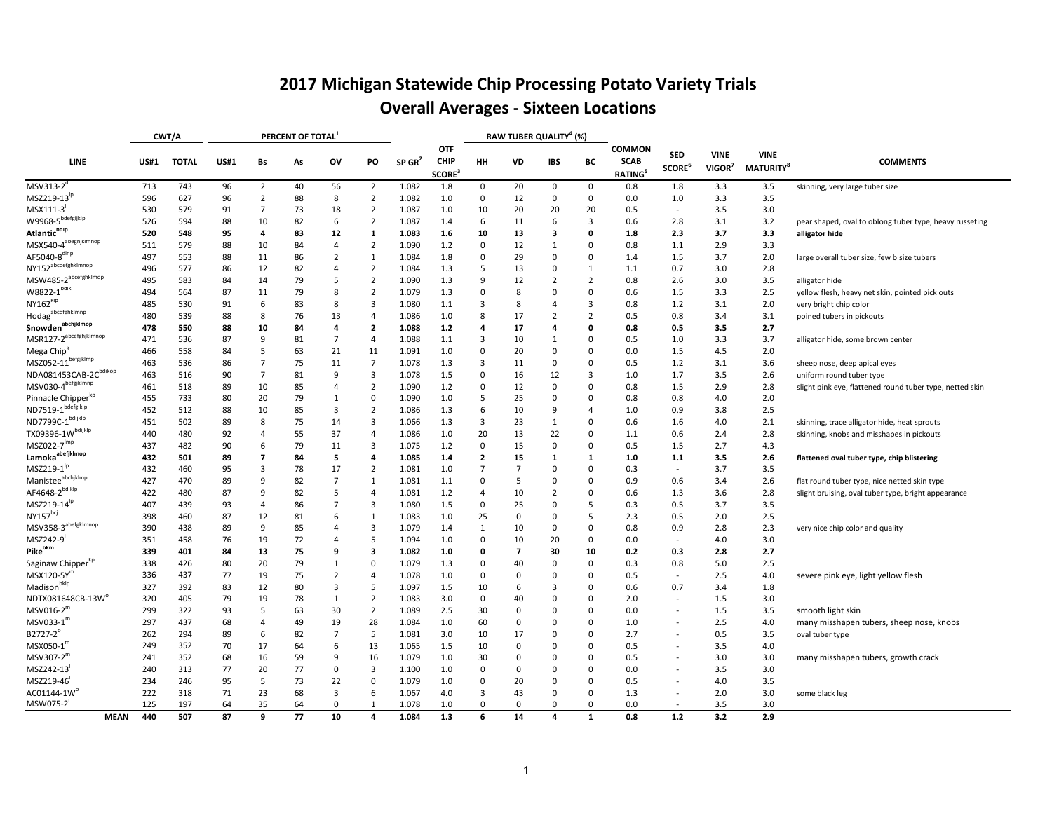# 2017 Michigan Statewide Chip Processing Potato Variety Trials

## Overall Averages - Sixteen Locations

| | CWT/A | | PERCENT OF TOTAL[1] | | | | | | | RAW TUBER QUALITY[4] (%) | | | | | | | | |
|---|---|---|---|---|---|---|---|---|---|---|---|---|---|---|---|---|---|---|
| LINE | US#1 | TOTAL | US#1 | Bs | As | OV | PO | SP GR[2] | OTF CHIP SCORE[3] | HH | VD | IBS | BC | COMMON SCAB RATING[5] | SED SCORE[6] | VINE VIGOR[7] | VINE MATURITY[8] | COMMENTS |
| MSV313-2[dl] | 713 | 743 | 96 | 2 | 40 | 56 | 2 | 1.082 | 1.8 | 0 | 20 | 0 | 0 | 0.8 | 1.8 | 3.3 | 3.5 | skinning, very large tuber size |
| MSZ219-13[lp] | 596 | 627 | 96 | 2 | 88 | 8 | 2 | 1.082 | 1.0 | 0 | 12 | 0 | 0 | 0.0 | 1.0 | 3.3 | 3.5 | |
| MSX111-3[l] | 530 | 579 | 91 | 7 | 73 | 18 | 2 | 1.087 | 1.0 | 10 | 20 | 20 | 20 | 0.5 | - | 3.5 | 3.0 | |
| W9968-5[bdefgijklp] | 526 | 594 | 88 | 10 | 82 | 6 | 2 | 1.087 | 1.4 | 6 | 11 | 6 | 3 | 0.6 | 2.8 | 3.1 | 3.2 | pear shaped, oval to oblong tuber type, heavy russeting |
| **Atlantic[bdlp]** | **520** | **548** | **95** | **4** | **83** | **12** | **1** | **1.083** | **1.6** | **10** | **13** | **3** | **0** | **1.8** | **2.3** | **3.7** | **3.3** | **alligator hide** |
| MSX540-4[abeghjklmnop] | 511 | 579 | 88 | 10 | 84 | 4 | 2 | 1.090 | 1.2 | 0 | 12 | 1 | 0 | 0.8 | 1.1 | 2.9 | 3.3 | |
| AF5040-8[dlnp] | 497 | 553 | 88 | 11 | 86 | 2 | 1 | 1.084 | 1.8 | 0 | 29 | 0 | 0 | 1.4 | 1.5 | 3.7 | 2.0 | large overall tuber size, few b size tubers |
| NY152[abcdefghklmnop] | 496 | 577 | 86 | 12 | 82 | 4 | 2 | 1.084 | 1.3 | 5 | 13 | 0 | 1 | 1.1 | 0.7 | 3.0 | 2.8 | |
| MSW485-2[abcefghklmnop] | 495 | 583 | 84 | 14 | 79 | 5 | 2 | 1.090 | 1.3 | 9 | 12 | 2 | 2 | 0.8 | 2.6 | 3.0 | 3.5 | alligator hide |
| W8822-1[bdlk] | 494 | 564 | 87 | 11 | 79 | 8 | 2 | 1.079 | 1.3 | 0 | 8 | 0 | 0 | 0.6 | 1.5 | 3.3 | 2.5 | yellow flesh, heavy net skin, pointed pick outs |
| NY162[klp] | 485 | 530 | 91 | 6 | 83 | 8 | 3 | 1.080 | 1.1 | 3 | 8 | 4 | 3 | 0.8 | 1.2 | 3.1 | 2.0 | very bright chip color |
| Hodag[abcdfghklmnp] | 480 | 539 | 88 | 8 | 76 | 13 | 4 | 1.086 | 1.0 | 8 | 17 | 2 | 2 | 0.5 | 0.8 | 3.4 | 3.1 | poined tubers in pickouts |
| **Snowden[abchjklmop]** | **478** | **550** | **88** | **10** | **84** | **4** | **2** | **1.088** | **1.2** | **4** | **17** | **4** | **0** | **0.8** | **0.5** | **3.5** | **2.7** | |
| MSR127-2[abcefghjklmnop] | 471 | 536 | 87 | 9 | 81 | 7 | 4 | 1.088 | 1.1 | 3 | 10 | 1 | 0 | 0.5 | 1.0 | 3.3 | 3.7 | alligator hide, some brown center |
| Mega Chip[k] | 466 | 558 | 84 | 5 | 63 | 21 | 11 | 1.091 | 1.0 | 0 | 20 | 0 | 0 | 0.0 | 1.5 | 4.5 | 2.0 | |
| MSZ052-11[befgjklmp] | 463 | 536 | 86 | 7 | 75 | 11 | 7 | 1.078 | 1.3 | 3 | 11 | 0 | 0 | 0.5 | 1.2 | 3.1 | 3.6 | sheep nose, deep apical eyes |
| NDA081453CAB-2C[bdlkop] | 463 | 516 | 90 | 7 | 81 | 9 | 3 | 1.078 | 1.5 | 0 | 16 | 12 | 3 | 1.0 | 1.7 | 3.5 | 2.6 | uniform round tuber type |
| MSV030-4[befgjklmnp] | 461 | 518 | 89 | 10 | 85 | 4 | 2 | 1.090 | 1.2 | 0 | 12 | 0 | 0 | 0.8 | 1.5 | 2.9 | 2.8 | slight pink eye, flattened round tuber type, netted skin |
| Pinnacle Chipper[kp] | 455 | 733 | 80 | 20 | 79 | 1 | 0 | 1.090 | 1.0 | 5 | 25 | 0 | 0 | 0.8 | 0.8 | 4.0 | 2.0 | |
| ND7519-1[bdefgiklp] | 452 | 512 | 88 | 10 | 85 | 3 | 2 | 1.086 | 1.3 | 6 | 10 | 9 | 4 | 1.0 | 0.9 | 3.8 | 2.5 | |
| ND7799C-1[bdijklp] | 451 | 502 | 89 | 8 | 75 | 14 | 3 | 1.066 | 1.3 | 3 | 23 | 1 | 0 | 0.6 | 1.6 | 4.0 | 2.1 | skinning, trace alligator hide, heat sprouts |
| TX09396-1W[bdijklp] | 440 | 480 | 92 | 4 | 55 | 37 | 4 | 1.086 | 1.0 | 20 | 13 | 22 | 0 | 1.1 | 0.6 | 2.4 | 2.8 | skinning, knobs and misshapes in pickouts |
| MSZ022-7[lmp] | 437 | 482 | 90 | 6 | 79 | 11 | 3 | 1.075 | 1.2 | 0 | 15 | 0 | 0 | 0.5 | 1.5 | 2.7 | 4.3 | |
| **Lamoka[abefjklmop]** | **432** | **501** | **89** | **7** | **84** | **5** | **4** | **1.085** | **1.4** | **2** | **15** | **1** | **1** | **1.0** | **1.1** | **3.5** | **2.6** | **flattened oval tuber type, chip blistering** |
| MSZ219-1[lp] | 432 | 460 | 95 | 3 | 78 | 17 | 2 | 1.081 | 1.0 | 7 | 7 | 0 | 0 | 0.3 | - | 3.7 | 3.5 | |
| Manistee[abchjklmp] | 427 | 470 | 89 | 9 | 82 | 7 | 1 | 1.081 | 1.1 | 0 | 5 | 0 | 0 | 0.9 | 0.6 | 3.4 | 2.6 | flat round tuber type, nice netted skin type |
| AF4648-2[bdlklp] | 422 | 480 | 87 | 9 | 82 | 5 | 4 | 1.081 | 1.2 | 4 | 10 | 2 | 0 | 0.6 | 1.3 | 3.6 | 2.8 | slight bruising, oval tuber type, bright appearance |
| MSZ219-14[lp] | 407 | 439 | 93 | 4 | 86 | 7 | 3 | 1.080 | 1.5 | 0 | 25 | 0 | 5 | 0.3 | 0.5 | 3.7 | 3.5 | |
| NY157[bcj] | 398 | 460 | 87 | 12 | 81 | 6 | 1 | 1.083 | 1.0 | 25 | 0 | 0 | 5 | 2.3 | 0.5 | 2.0 | 2.5 | |
| MSV358-3[abefgklmnop] | 390 | 438 | 89 | 9 | 85 | 4 | 3 | 1.079 | 1.4 | 1 | 10 | 0 | 0 | 0.8 | 0.9 | 2.8 | 2.3 | very nice chip color and quality |
| MSZ242-9[l] | 351 | 458 | 76 | 19 | 72 | 4 | 5 | 1.094 | 1.0 | 0 | 10 | 20 | 0 | 0.0 | - | 4.0 | 3.0 | |
| **Pike[bkm]** | **339** | **401** | **84** | **13** | **75** | **9** | **3** | **1.082** | **1.0** | **0** | **7** | **30** | **10** | **0.2** | **0.3** | **2.8** | **2.7** | |
| Saginaw Chipper[kp] | 338 | 426 | 80 | 20 | 79 | 1 | 0 | 1.079 | 1.3 | 0 | 40 | 0 | 0 | 0.3 | 0.8 | 5.0 | 2.5 | |
| MSX120-5Y[m] | 336 | 437 | 77 | 19 | 75 | 2 | 4 | 1.078 | 1.0 | 0 | 0 | 0 | 0 | 0.5 | - | 2.5 | 4.0 | severe pink eye, light yellow flesh |
| Madison[bklp] | 327 | 392 | 83 | 12 | 80 | 3 | 5 | 1.097 | 1.5 | 10 | 6 | 3 | 0 | 0.6 | 0.7 | 3.4 | 1.8 | |
| NDTX081648CB-13W[o] | 320 | 405 | 79 | 19 | 78 | 1 | 2 | 1.083 | 3.0 | 0 | 40 | 0 | 0 | 2.0 | - | 1.5 | 3.0 | |
| MSV016-2[m] | 299 | 322 | 93 | 5 | 63 | 30 | 2 | 1.089 | 2.5 | 30 | 0 | 0 | 0 | 0.0 | - | 1.5 | 3.5 | smooth light skin |
| MSV033-1[m] | 297 | 437 | 68 | 4 | 49 | 19 | 28 | 1.084 | 1.0 | 60 | 0 | 0 | 0 | 1.0 | - | 2.5 | 4.0 | many misshapen tubers, sheep nose, knobs |
| B2727-2[o] | 262 | 294 | 89 | 6 | 82 | 7 | 5 | 1.081 | 3.0 | 10 | 17 | 0 | 0 | 2.7 | - | 0.5 | 3.5 | oval tuber type |
| MSX050-1[m] | 249 | 352 | 70 | 17 | 64 | 6 | 13 | 1.065 | 1.5 | 10 | 0 | 0 | 0 | 0.5 | - | 3.5 | 4.0 | |
| MSV307-2[m] | 241 | 352 | 68 | 16 | 59 | 9 | 16 | 1.079 | 1.0 | 30 | 0 | 0 | 0 | 0.5 | - | 3.0 | 3.0 | many misshapen tubers, growth crack |
| MSZ242-13[l] | 240 | 313 | 77 | 20 | 77 | 0 | 3 | 1.100 | 1.0 | 0 | 0 | 0 | 0 | 0.0 | - | 3.5 | 3.0 | |
| MSZ219-46[l] | 234 | 246 | 95 | 5 | 73 | 22 | 0 | 1.079 | 1.0 | 0 | 20 | 0 | 0 | 0.5 | - | 4.0 | 3.5 | |
| AC01144-1W[o] | 222 | 318 | 71 | 23 | 68 | 3 | 6 | 1.067 | 4.0 | 3 | 43 | 0 | 0 | 1.3 | - | 2.0 | 3.0 | some black leg |
| MSW075-2[l] | 125 | 197 | 64 | 35 | 64 | 0 | 1 | 1.078 | 1.0 | 0 | 0 | 0 | 0 | 0.0 | - | 3.5 | 3.0 | |
| **MEAN** | **440** | **507** | **87** | **9** | **77** | **10** | **4** | **1.084** | **1.3** | **6** | **14** | **4** | **1** | **0.8** | **1.2** | **3.2** | **2.9** | |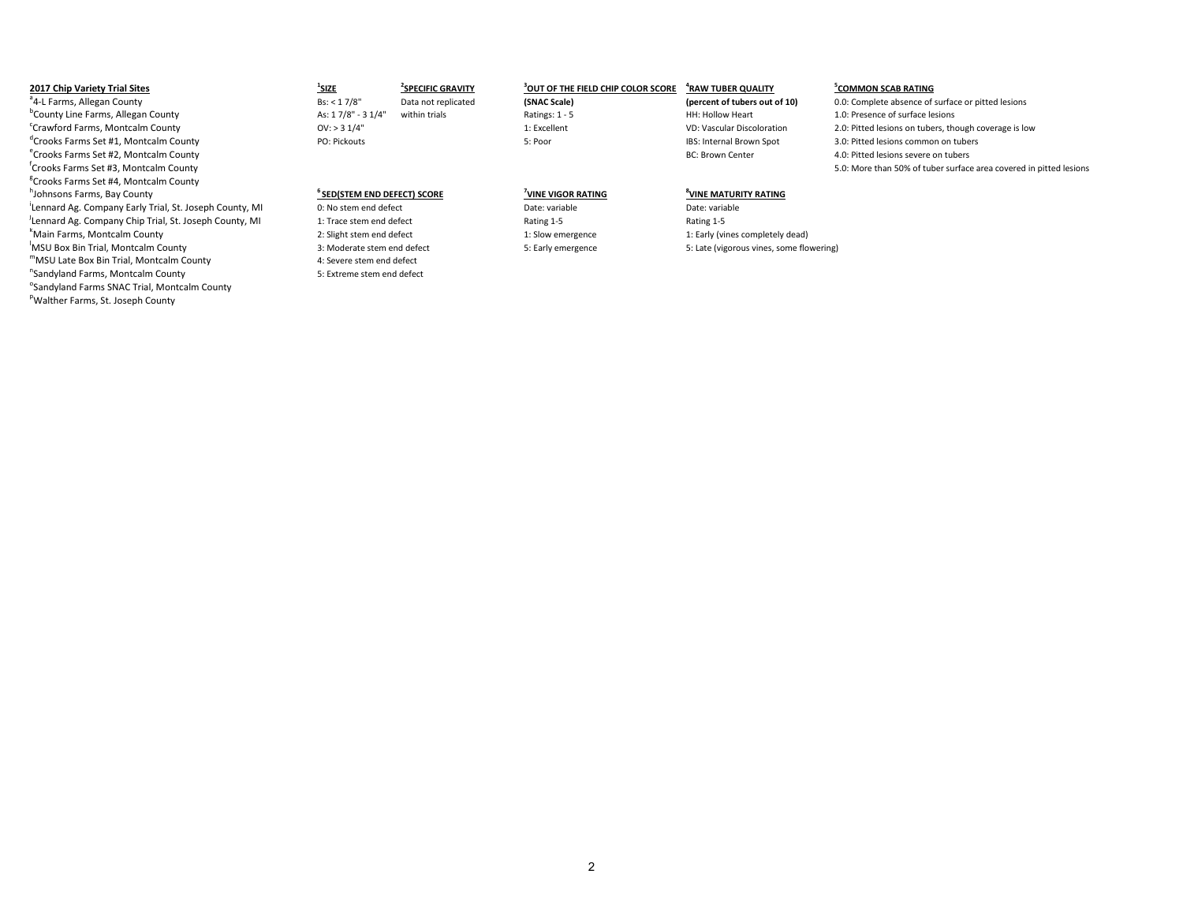**2017 Chip Variety Trial Sites**

[a]4-L Farms, Allegan County
[b]County Line Farms, Allegan County
[c]Crawford Farms, Montcalm County
[d]Crooks Farms Set #1, Montcalm County
[e]Crooks Farms Set #2, Montcalm County
[f]Crooks Farms Set #3, Montcalm County
[g]Crooks Farms Set #4, Montcalm County
[h]Johnsons Farms, Bay County
[i]Lennard Ag. Company Early Trial, St. Joseph County, MI
[j]Lennard Ag. Company Chip Trial, St. Joseph County, MI
[k]Main Farms, Montcalm County
[l]MSU Box Bin Trial, Montcalm County
[m]MSU Late Box Bin Trial, Montcalm County
[n]Sandyland Farms, Montcalm County
[o]Sandyland Farms SNAC Trial, Montcalm County
[p]Walther Farms, St. Joseph County

**[1]SIZE**

Bs: < 1 7/8"
As: 1 7/8" - 3 1/4"
OV: > 3 1/4"
PO: Pickouts

**[2]SPECIFIC GRAVITY**

Data not replicated within trials

**[3]OUT OF THE FIELD CHIP COLOR SCORE**

**(SNAC Scale)**
Ratings: 1 - 5
1: Excellent
5: Poor

**[4]RAW TUBER QUALITY**

**(percent of tubers out of 10)**
HH: Hollow Heart
VD: Vascular Discoloration
IBS: Internal Brown Spot
BC: Brown Center

**[5]COMMON SCAB RATING**

0.0: Complete absence of surface or pitted lesions
1.0: Presence of surface lesions
2.0: Pitted lesions on tubers, though coverage is low
3.0: Pitted lesions common on tubers
4.0: Pitted lesions severe on tubers
5.0: More than 50% of tuber surface area covered in pitted lesions

**[6]SED(STEM END DEFECT) SCORE**

0: No stem end defect
1: Trace stem end defect
2: Slight stem end defect
3: Moderate stem end defect
4: Severe stem end defect
5: Extreme stem end defect

**[7]VINE VIGOR RATING**

Date: variable
Rating 1-5
1: Slow emergence
5: Early emergence

**[8]VINE MATURITY RATING**

Date: variable
Rating 1-5
1: Early (vines completely dead)
5: Late (vigorous vines, some flowering)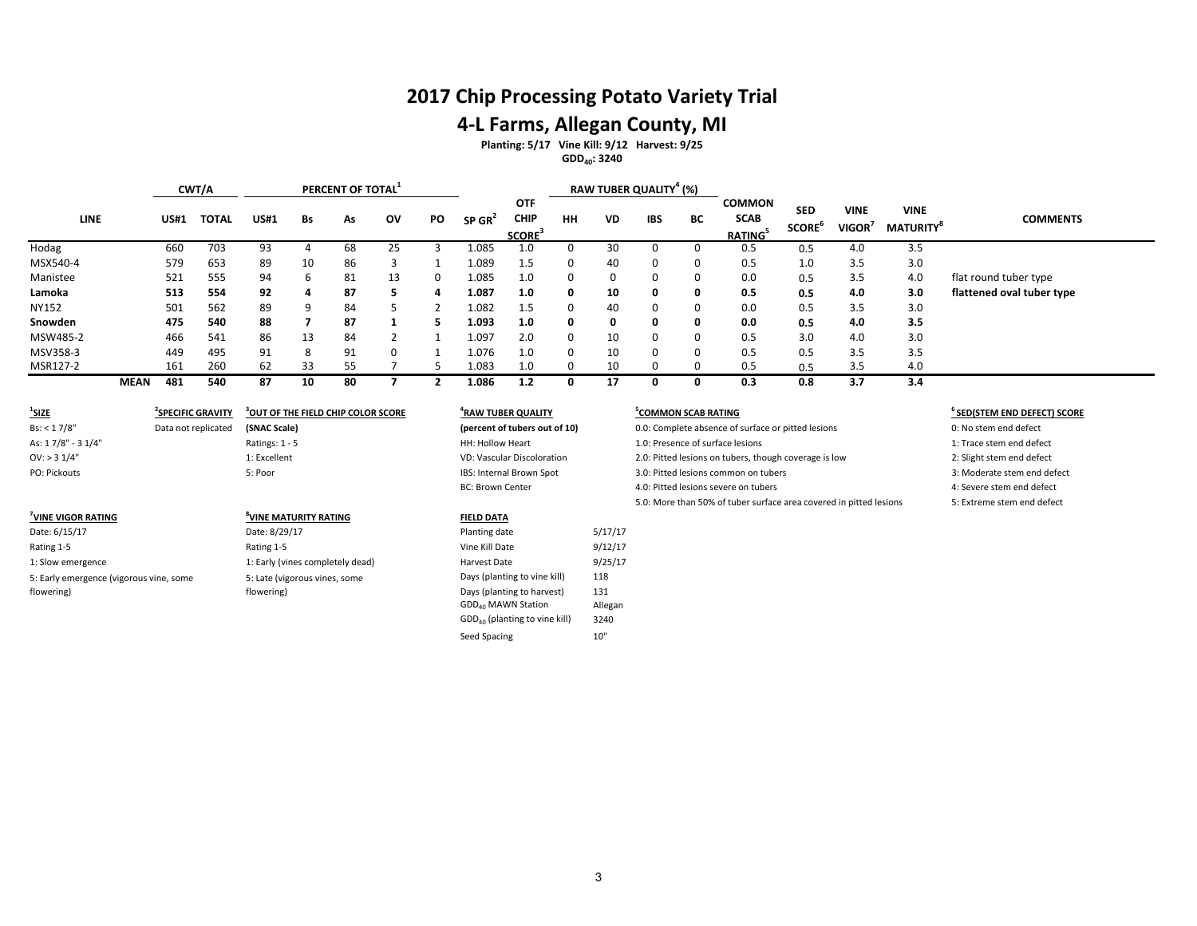# 2017 Chip Processing Potato Variety Trial

## 4-L Farms, Allegan County, MI

**Planting: 5/17 Vine Kill: 9/12 Harvest: 9/25**

**$GDD_{40}$: 3240**

| | CWT/A | | PERCENT OF TOTAL[1] | | | | | | | RAW TUBER QUALITY[4] (%) | | | | | | | | |
|---|---|---|---|---|---|---|---|---|---|---|---|---|---|---|---|---|---|---|
| LINE | US#1 | TOTAL | US#1 | Bs | As | OV | PO | SP GR[2] | OTF CHIP SCORE[3] | HH | VD | IBS | BC | COMMON SCAB RATING[5] | SED SCORE[6] | VINE VIGOR[7] | VINE MATURITY[8] | COMMENTS |
| Hodag | 660 | 703 | 93 | 4 | 68 | 25 | 3 | 1.085 | 1.0 | 0 | 30 | 0 | 0 | 0.5 | 0.5 | 4.0 | 3.5 | |
| MSX540-4 | 579 | 653 | 89 | 10 | 86 | 3 | 1 | 1.089 | 1.5 | 0 | 40 | 0 | 0 | 0.5 | 1.0 | 3.5 | 3.0 | |
| Manistee | 521 | 555 | 94 | 6 | 81 | 13 | 0 | 1.085 | 1.0 | 0 | 0 | 0 | 0 | 0.0 | 0.5 | 3.5 | 4.0 | flat round tuber type |
| **Lamoka** | **513** | **554** | **92** | **4** | **87** | **5** | **4** | **1.087** | **1.0** | **0** | **10** | **0** | **0** | **0.5** | **0.5** | **4.0** | **3.0** | **flattened oval tuber type** |
| NY152 | 501 | 562 | 89 | 9 | 84 | 5 | 2 | 1.082 | 1.5 | 0 | 40 | 0 | 0 | 0.0 | 0.5 | 3.5 | 3.0 | |
| **Snowden** | **475** | **540** | **88** | **7** | **87** | **1** | **5** | **1.093** | **1.0** | **0** | **0** | **0** | **0** | **0.0** | **0.5** | **4.0** | **3.5** | |
| MSW485-2 | 466 | 541 | 86 | 13 | 84 | 2 | 1 | 1.097 | 2.0 | 0 | 10 | 0 | 0 | 0.5 | 3.0 | 4.0 | 3.0 | |
| MSV358-3 | 449 | 495 | 91 | 8 | 91 | 0 | 1 | 1.076 | 1.0 | 0 | 10 | 0 | 0 | 0.5 | 0.5 | 3.5 | 3.5 | |
| MSR127-2 | 161 | 260 | 62 | 33 | 55 | 7 | 5 | 1.083 | 1.0 | 0 | 10 | 0 | 0 | 0.5 | 0.5 | 3.5 | 4.0 | |
| **MEAN** | **481** | **540** | **87** | **10** | **80** | **7** | **2** | **1.086** | **1.2** | **0** | **17** | **0** | **0** | **0.3** | **0.8** | **3.7** | **3.4** | |

**[1]SIZE**
Bs: < 1 7/8"
As: 1 7/8" - 3 1/4"
OV: > 3 1/4"
PO: Pickouts

**[2]SPECIFIC GRAVITY**
Data not replicated

**[3]OUT OF THE FIELD CHIP COLOR SCORE**
**(SNAC Scale)**
Ratings: 1 - 5
1: Excellent
5: Poor

**[4]RAW TUBER QUALITY**
**(percent of tubers out of 10)**
HH: Hollow Heart
VD: Vascular Discoloration
IBS: Internal Brown Spot
BC: Brown Center

**[5]COMMON SCAB RATING**
0.0: Complete absence of surface or pitted lesions
1.0: Presence of surface lesions
2.0: Pitted lesions on tubers, though coverage is low
3.0: Pitted lesions common on tubers
4.0: Pitted lesions severe on tubers
5.0: More than 50% of tuber surface area covered in pitted lesions

**[6]SED(STEM END DEFECT) SCORE**
0: No stem end defect
1: Trace stem end defect
2: Slight stem end defect
3: Moderate stem end defect
4: Severe stem end defect
5: Extreme stem end defect

**[7]VINE VIGOR RATING**
Date: 6/15/17
Rating 1-5
1: Slow emergence
5: Early emergence (vigorous vine, some flowering)

**[8]VINE MATURITY RATING**
Date: 8/29/17
Rating 1-5
1: Early (vines completely dead)
5: Late (vigorous vines, some flowering)

**FIELD DATA**

| | |
|---|---|
| Planting date | 5/17/17 |
| Vine Kill Date | 9/12/17 |
| Harvest Date | 9/25/17 |
| Days (planting to vine kill) | 118 |
| Days (planting to harvest) | 131 |
| $GDD_{40}$ MAWN Station | Allegan |
| $GDD_{40}$ (planting to vine kill) | 3240 |
| Seed Spacing | 10" |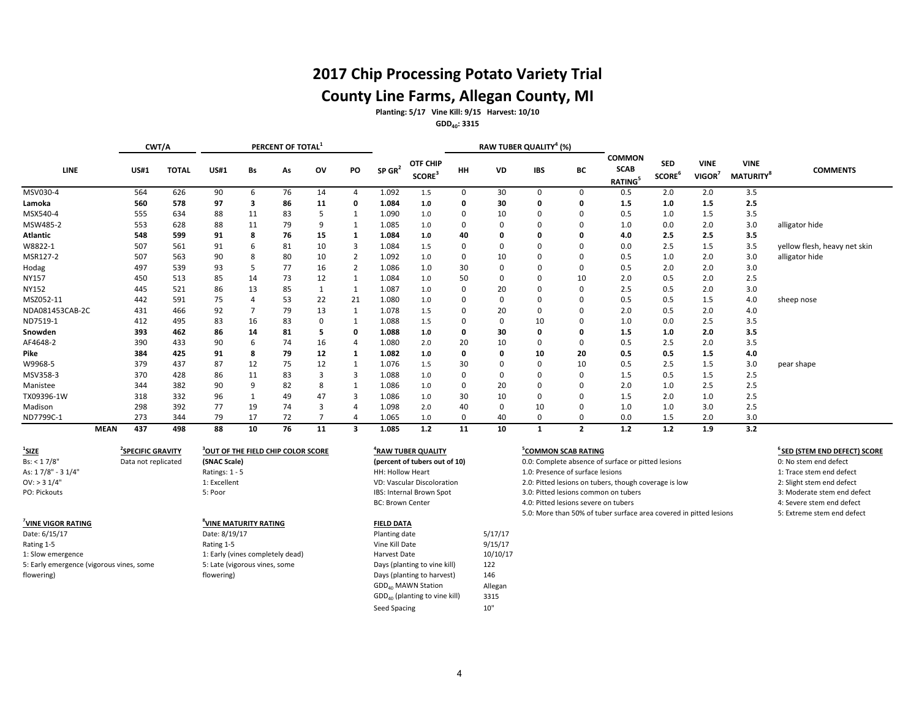# 2017 Chip Processing Potato Variety Trial

## County Line Farms, Allegan County, MI

**Planting: 5/17 Vine Kill: 9/15 Harvest: 10/10**

**$GDD_{40}$: 3315**

| LINE | CWT/A | | PERCENT OF TOTAL[1] | | | | | | | RAW TUBER QUALITY[4] (%) | | | | | | | | |
|---|---|---|---|---|---|---|---|---|---|---|---|---|---|---|---|---|---|---|
| | US#1 | TOTAL | US#1 | Bs | As | OV | PO | SP GR[2] | OTF CHIP SCORE[3] | HH | VD | IBS | BC | COMMON SCAB RATING[5] | SED SCORE[6] | VINE VIGOR[7] | VINE MATURITY[8] | COMMENTS |
| MSV030-4 | 564 | 626 | 90 | 6 | 76 | 14 | 4 | 1.092 | 1.5 | 0 | 30 | 0 | 0 | 0.5 | 2.0 | 2.0 | 3.5 | |
| **Lamoka** | **560** | **578** | **97** | **3** | **86** | **11** | **0** | **1.084** | **1.0** | **0** | **30** | **0** | **0** | **1.5** | **1.0** | **1.5** | **2.5** | |
| MSX540-4 | 555 | 634 | 88 | 11 | 83 | 5 | 1 | 1.090 | 1.0 | 0 | 10 | 0 | 0 | 0.5 | 1.0 | 1.5 | 3.5 | |
| MSW485-2 | 553 | 628 | 88 | 11 | 79 | 9 | 1 | 1.085 | 1.0 | 0 | 0 | 0 | 0 | 1.0 | 0.0 | 2.0 | 3.0 | alligator hide |
| **Atlantic** | **548** | **599** | **91** | **8** | **76** | **15** | **1** | **1.084** | **1.0** | **40** | **0** | **0** | **0** | **4.0** | **2.5** | **2.5** | **3.5** | |
| W8822-1 | 507 | 561 | 91 | 6 | 81 | 10 | 3 | 1.084 | 1.5 | 0 | 0 | 0 | 0 | 0.0 | 2.5 | 1.5 | 3.5 | yellow flesh, heavy net skin |
| MSR127-2 | 507 | 563 | 90 | 8 | 80 | 10 | 2 | 1.092 | 1.0 | 0 | 10 | 0 | 0 | 0.5 | 1.0 | 2.0 | 3.0 | alligator hide |
| Hodag | 497 | 539 | 93 | 5 | 77 | 16 | 2 | 1.086 | 1.0 | 30 | 0 | 0 | 0 | 0.5 | 2.0 | 2.0 | 3.0 | |
| NY157 | 450 | 513 | 85 | 14 | 73 | 12 | 1 | 1.084 | 1.0 | 50 | 0 | 0 | 10 | 2.0 | 0.5 | 2.0 | 2.5 | |
| NY152 | 445 | 521 | 86 | 13 | 85 | 1 | 1 | 1.087 | 1.0 | 0 | 20 | 0 | 0 | 2.5 | 0.5 | 2.0 | 3.0 | |
| MSZ052-11 | 442 | 591 | 75 | 4 | 53 | 22 | 21 | 1.080 | 1.0 | 0 | 0 | 0 | 0 | 0.5 | 0.5 | 1.5 | 4.0 | sheep nose |
| NDA081453CAB-2C | 431 | 466 | 92 | 7 | 79 | 13 | 1 | 1.078 | 1.5 | 0 | 20 | 0 | 0 | 2.0 | 0.5 | 2.0 | 4.0 | |
| ND7519-1 | 412 | 495 | 83 | 16 | 83 | 0 | 1 | 1.088 | 1.5 | 0 | 0 | 10 | 0 | 1.0 | 0.0 | 2.5 | 3.5 | |
| **Snowden** | **393** | **462** | **86** | **14** | **81** | **5** | **0** | **1.088** | **1.0** | **0** | **30** | **0** | **0** | **1.5** | **1.0** | **2.0** | **3.5** | |
| AF4648-2 | 390 | 433 | 90 | 6 | 74 | 16 | 4 | 1.080 | 2.0 | 20 | 10 | 0 | 0 | 0.5 | 2.5 | 2.0 | 3.5 | |
| **Pike** | **384** | **425** | **91** | **8** | **79** | **12** | **1** | **1.082** | **1.0** | **0** | **0** | **10** | **20** | **0.5** | **0.5** | **1.5** | **4.0** | |
| W9968-5 | 379 | 437 | 87 | 12 | 75 | 12 | 1 | 1.076 | 1.5 | 30 | 0 | 0 | 10 | 0.5 | 2.5 | 1.5 | 3.0 | pear shape |
| MSV358-3 | 370 | 428 | 86 | 11 | 83 | 3 | 3 | 1.088 | 1.0 | 0 | 0 | 0 | 0 | 1.5 | 0.5 | 1.5 | 2.5 | |
| Manistee | 344 | 382 | 90 | 9 | 82 | 8 | 1 | 1.086 | 1.0 | 0 | 20 | 0 | 0 | 2.0 | 1.0 | 2.5 | 2.5 | |
| TX09396-1W | 318 | 332 | 96 | 1 | 49 | 47 | 3 | 1.086 | 1.0 | 30 | 10 | 0 | 0 | 1.5 | 2.0 | 1.0 | 2.5 | |
| Madison | 298 | 392 | 77 | 19 | 74 | 3 | 4 | 1.098 | 2.0 | 40 | 0 | 10 | 0 | 1.0 | 1.0 | 3.0 | 2.5 | |
| ND7799C-1 | 273 | 344 | 79 | 17 | 72 | 7 | 4 | 1.065 | 1.0 | 0 | 40 | 0 | 0 | 0.0 | 1.5 | 2.0 | 3.0 | |
| **MEAN** | **437** | **498** | **88** | **10** | **76** | **11** | **3** | **1.085** | **1.2** | **11** | **10** | **1** | **2** | **1.2** | **1.2** | **1.9** | **3.2** | |

**[1]SIZE**
Bs: < 1 7/8"
As: 1 7/8" - 3 1/4"
OV: > 3 1/4"
PO: Pickouts

**[2]SPECIFIC GRAVITY**
Data not replicated

**[3]OUT OF THE FIELD CHIP COLOR SCORE**
**(SNAC Scale)**
Ratings: 1 - 5
1: Excellent
5: Poor

**[4]RAW TUBER QUALITY**
**(percent of tubers out of 10)**
HH: Hollow Heart
VD: Vascular Discoloration
IBS: Internal Brown Spot
BC: Brown Center

**[5]COMMON SCAB RATING**
0.0: Complete absence of surface or pitted lesions
1.0: Presence of surface lesions
2.0: Pitted lesions on tubers, though coverage is low
3.0: Pitted lesions common on tubers
4.0: Pitted lesions severe on tubers
5.0: More than 50% of tuber surface area covered in pitted lesions

**[6]SED (STEM END DEFECT) SCORE**
0: No stem end defect
1: Trace stem end defect
2: Slight stem end defect
3: Moderate stem end defect
4: Severe stem end defect
5: Extreme stem end defect

**[7]VINE VIGOR RATING**
Date: 6/15/17
Rating 1-5
1: Slow emergence
5: Early emergence (vigorous vines, some flowering)

**[8]VINE MATURITY RATING**
Date: 8/19/17
Rating 1-5
1: Early (vines completely dead)
5: Late (vigorous vines, some flowering)

**FIELD DATA**

| | |
|---|---|
| Planting date | 5/17/17 |
| Vine Kill Date | 9/15/17 |
| Harvest Date | 10/10/17 |
| Days (planting to vine kill) | 122 |
| Days (planting to harvest) | 146 |
| $GDD_{40}$ MAWN Station | Allegan |
| $GDD_{40}$ (planting to vine kill) | 3315 |
| Seed Spacing | 10" |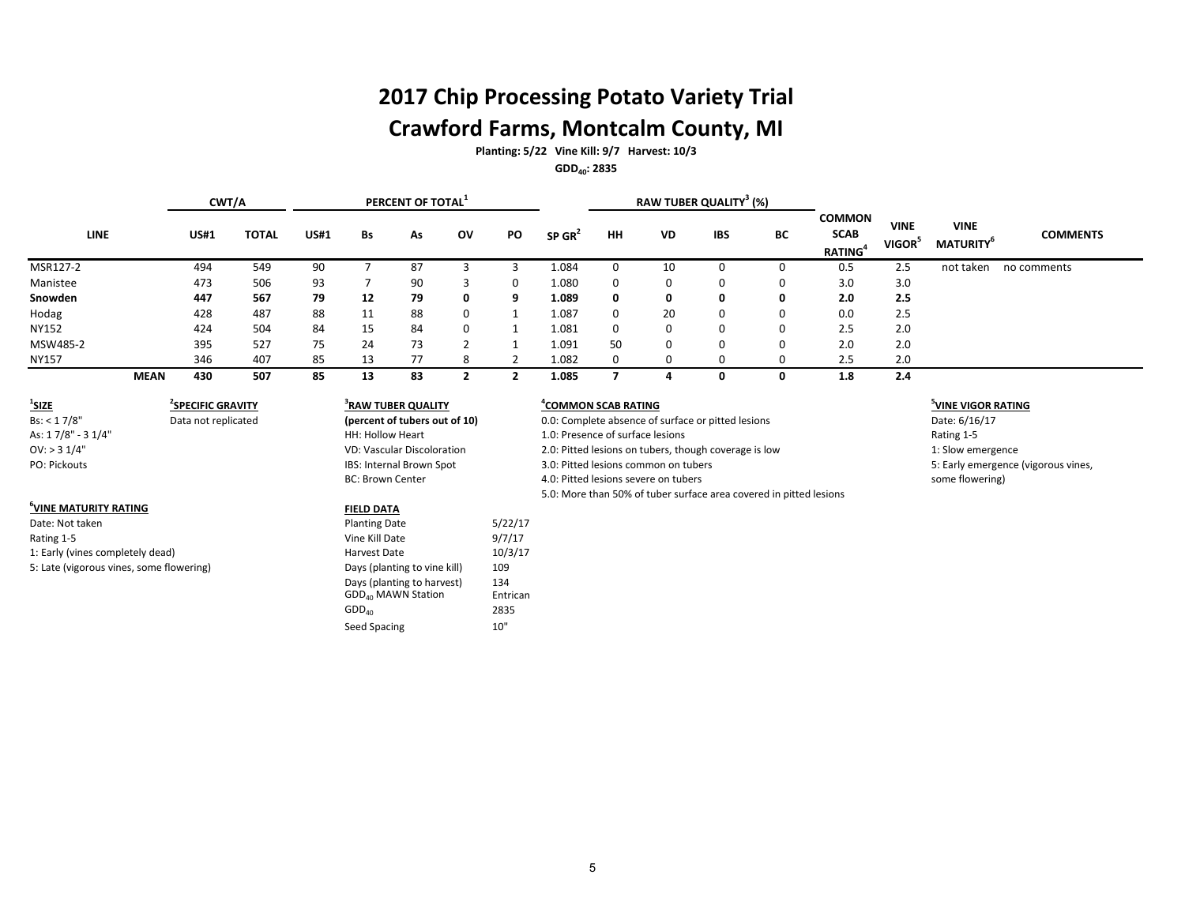# 2017 Chip Processing Potato Variety Trial

# Crawford Farms, Montcalm County, MI

**Planting: 5/22 Vine Kill: 9/7 Harvest: 10/3**

**$GDD_{40}$: 2835**

| LINE | CWT/A | | PERCENT OF TOTAL[1] | | | | | | RAW TUBER QUALITY[3] (%) | | | | | | | |
|---|---|---|---|---|---|---|---|---|---|---|---|---|---|---|---|---|
| | US#1 | TOTAL | US#1 | Bs | As | OV | PO | SP GR[2] | HH | VD | IBS | BC | COMMON SCAB RATING[4] | VINE VIGOR[5] | VINE MATURITY[6] | COMMENTS |
| MSR127-2 | 494 | 549 | 90 | 7 | 87 | 3 | 3 | 1.084 | 0 | 10 | 0 | 0 | 0.5 | 2.5 | not taken | no comments |
| Manistee | 473 | 506 | 93 | 7 | 90 | 3 | 0 | 1.080 | 0 | 0 | 0 | 0 | 3.0 | 3.0 | | |
| **Snowden** | **447** | **567** | **79** | **12** | **79** | **0** | **9** | **1.089** | **0** | **0** | **0** | **0** | **2.0** | **2.5** | | |
| Hodag | 428 | 487 | 88 | 11 | 88 | 0 | 1 | 1.087 | 0 | 20 | 0 | 0 | 0.0 | 2.5 | | |
| NY152 | 424 | 504 | 84 | 15 | 84 | 0 | 1 | 1.081 | 0 | 0 | 0 | 0 | 2.5 | 2.0 | | |
| MSW485-2 | 395 | 527 | 75 | 24 | 73 | 2 | 1 | 1.091 | 50 | 0 | 0 | 0 | 2.0 | 2.0 | | |
| NY157 | 346 | 407 | 85 | 13 | 77 | 8 | 2 | 1.082 | 0 | 0 | 0 | 0 | 2.5 | 2.0 | | |
| **MEAN** | **430** | **507** | **85** | **13** | **83** | **2** | **2** | **1.085** | **7** | **4** | **0** | **0** | **1.8** | **2.4** | | |

**[1]SIZE**
Bs: < 1 7/8"
As: 1 7/8" - 3 1/4"
OV: > 3 1/4"
PO: Pickouts

**[2]SPECIFIC GRAVITY**
Data not replicated

**[3]RAW TUBER QUALITY**
**(percent of tubers out of 10)**
HH: Hollow Heart
VD: Vascular Discoloration
IBS: Internal Brown Spot
BC: Brown Center

**[4]COMMON SCAB RATING**
0.0: Complete absence of surface or pitted lesions
1.0: Presence of surface lesions
2.0: Pitted lesions on tubers, though coverage is low
3.0: Pitted lesions common on tubers
4.0: Pitted lesions severe on tubers
5.0: More than 50% of tuber surface area covered in pitted lesions

**[5]VINE VIGOR RATING**
Date: 6/16/17
Rating 1-5
1: Slow emergence
5: Early emergence (vigorous vines, some flowering)

**[6]VINE MATURITY RATING**
Date: Not taken
Rating 1-5
1: Early (vines completely dead)
5: Late (vigorous vines, some flowering)

**FIELD DATA**

| | |
|---|---|
| Planting Date | 5/22/17 |
| Vine Kill Date | 9/7/17 |
| Harvest Date | 10/3/17 |
| Days (planting to vine kill) | 109 |
| Days (planting to harvest) | 134 |
| $GDD_{40}$ MAWN Station | Entrican |
| $GDD_{40}$ | 2835 |
| Seed Spacing | 10" |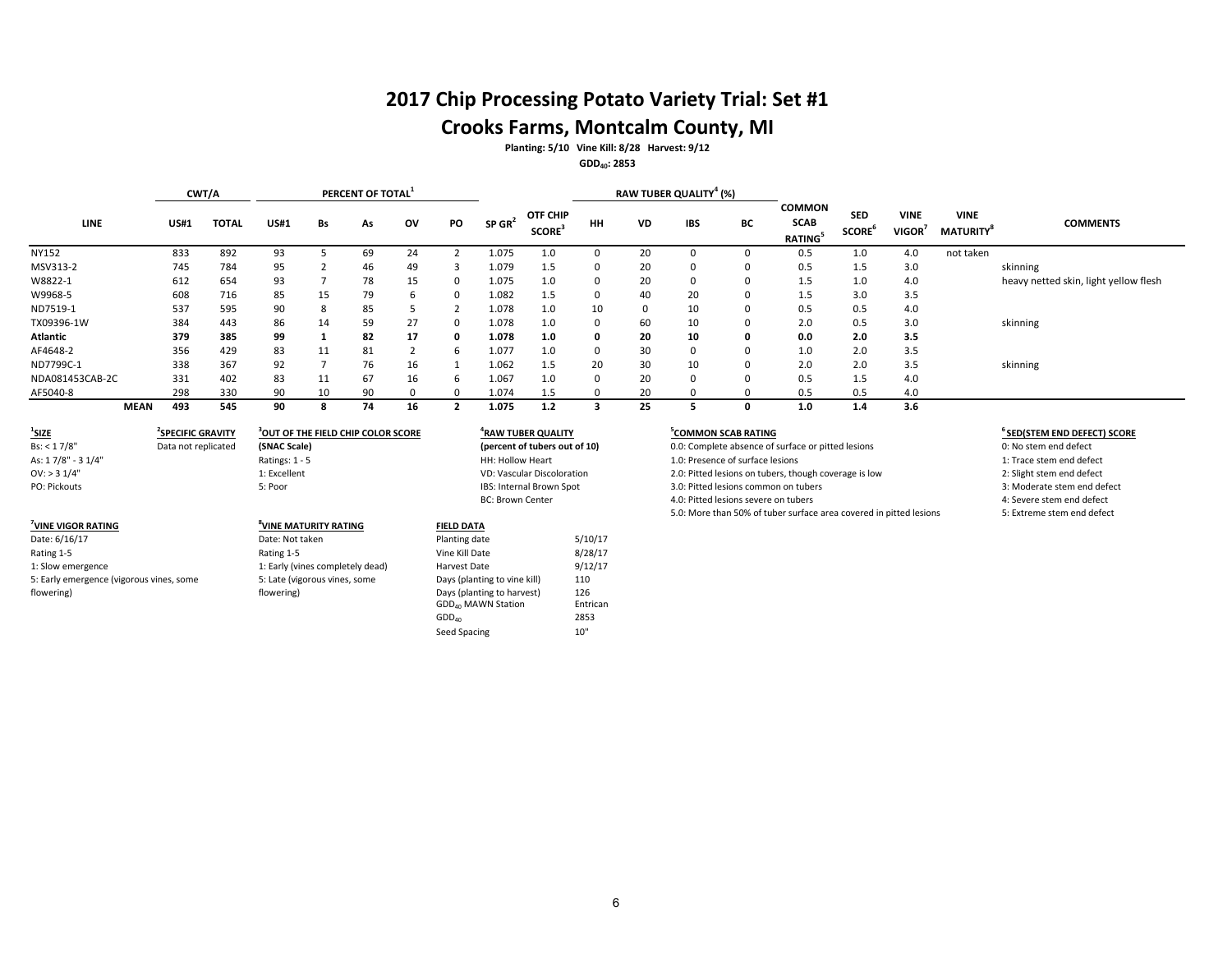# 2017 Chip Processing Potato Variety Trial: Set #1

## Crooks Farms, Montcalm County, MI

**Planting: 5/10 Vine Kill: 8/28 Harvest: 9/12**

**$GDD_{40}$: 2853**

| LINE | CWT/A | | PERCENT OF TOTAL[1] | | | | | SP GR[2] | OTF CHIP SCORE[3] | RAW TUBER QUALITY[4] (%) | | | | COMMON SCAB RATING[5] | SED SCORE[6] | VINE VIGOR[7] | VINE MATURITY[8] | COMMENTS |
|---|---|---|---|---|---|---|---|---|---|---|---|---|---|---|---|---|---|---|
| | US#1 | TOTAL | US#1 | Bs | As | OV | PO | | | HH | VD | IBS | BC | | | | | |
| NY152 | 833 | 892 | 93 | 5 | 69 | 24 | 2 | 1.075 | 1.0 | 0 | 20 | 0 | 0 | 0.5 | 1.0 | 4.0 | not taken | |
| MSV313-2 | 745 | 784 | 95 | 2 | 46 | 49 | 3 | 1.079 | 1.5 | 0 | 20 | 0 | 0 | 0.5 | 1.5 | 3.0 | | skinning |
| W8822-1 | 612 | 654 | 93 | 7 | 78 | 15 | 0 | 1.075 | 1.0 | 0 | 20 | 0 | 0 | 1.5 | 1.0 | 4.0 | | heavy netted skin, light yellow flesh |
| W9968-5 | 608 | 716 | 85 | 15 | 79 | 6 | 0 | 1.082 | 1.5 | 0 | 40 | 20 | 0 | 1.5 | 3.0 | 3.5 | | |
| ND7519-1 | 537 | 595 | 90 | 8 | 85 | 5 | 2 | 1.078 | 1.0 | 10 | 0 | 10 | 0 | 0.5 | 0.5 | 4.0 | | |
| TX09396-1W | 384 | 443 | 86 | 14 | 59 | 27 | 0 | 1.078 | 1.0 | 0 | 60 | 10 | 0 | 2.0 | 0.5 | 3.0 | | skinning |
| **Atlantic** | **379** | **385** | **99** | **1** | **82** | **17** | **0** | **1.078** | **1.0** | **0** | **20** | **10** | **0** | **0.0** | **2.0** | **3.5** | | |
| AF4648-2 | 356 | 429 | 83 | 11 | 81 | 2 | 6 | 1.077 | 1.0 | 0 | 30 | 0 | 0 | 1.0 | 2.0 | 3.5 | | |
| ND7799C-1 | 338 | 367 | 92 | 7 | 76 | 16 | 1 | 1.062 | 1.5 | 20 | 30 | 10 | 0 | 2.0 | 2.0 | 3.5 | | skinning |
| NDA081453CAB-2C | 331 | 402 | 83 | 11 | 67 | 16 | 6 | 1.067 | 1.0 | 0 | 20 | 0 | 0 | 0.5 | 1.5 | 4.0 | | |
| AF5040-8 | 298 | 330 | 90 | 10 | 90 | 0 | 0 | 1.074 | 1.5 | 0 | 20 | 0 | 0 | 0.5 | 0.5 | 4.0 | | |
| **MEAN** | **493** | **545** | **90** | **8** | **74** | **16** | **2** | **1.075** | **1.2** | **3** | **25** | **5** | **0** | **1.0** | **1.4** | **3.6** | | |

**[1]SIZE**
Bs: < 1 7/8"
As: 1 7/8" - 3 1/4"
OV: > 3 1/4"
PO: Pickouts

**[2]SPECIFIC GRAVITY**
Data not replicated

**[3]OUT OF THE FIELD CHIP COLOR SCORE**
**(SNAC Scale)**
Ratings: 1 - 5
1: Excellent
5: Poor

**[4]RAW TUBER QUALITY**
**(percent of tubers out of 10)**
HH: Hollow Heart
VD: Vascular Discoloration
IBS: Internal Brown Spot
BC: Brown Center

**[5]COMMON SCAB RATING**
0.0: Complete absence of surface or pitted lesions
1.0: Presence of surface lesions
2.0: Pitted lesions on tubers, though coverage is low
3.0: Pitted lesions common on tubers
4.0: Pitted lesions severe on tubers
5.0: More than 50% of tuber surface area covered in pitted lesions

**[6]SED(STEM END DEFECT) SCORE**
0: No stem end defect
1: Trace stem end defect
2: Slight stem end defect
3: Moderate stem end defect
4: Severe stem end defect
5: Extreme stem end defect

**[7]VINE VIGOR RATING**
Date: 6/16/17
Rating 1-5
1: Slow emergence
5: Early emergence (vigorous vines, some flowering)

**[8]VINE MATURITY RATING**
Date: Not taken
Rating 1-5
1: Early (vines completely dead)
5: Late (vigorous vines, some flowering)

**FIELD DATA**

| | |
|---|---|
| Planting date | 5/10/17 |
| Vine Kill Date | 8/28/17 |
| Harvest Date | 9/12/17 |
| Days (planting to vine kill) | 110 |
| Days (planting to harvest) | 126 |
| $GDD_{40}$ MAWN Station | Entrican |
| $GDD_{40}$ | 2853 |
| Seed Spacing | 10" |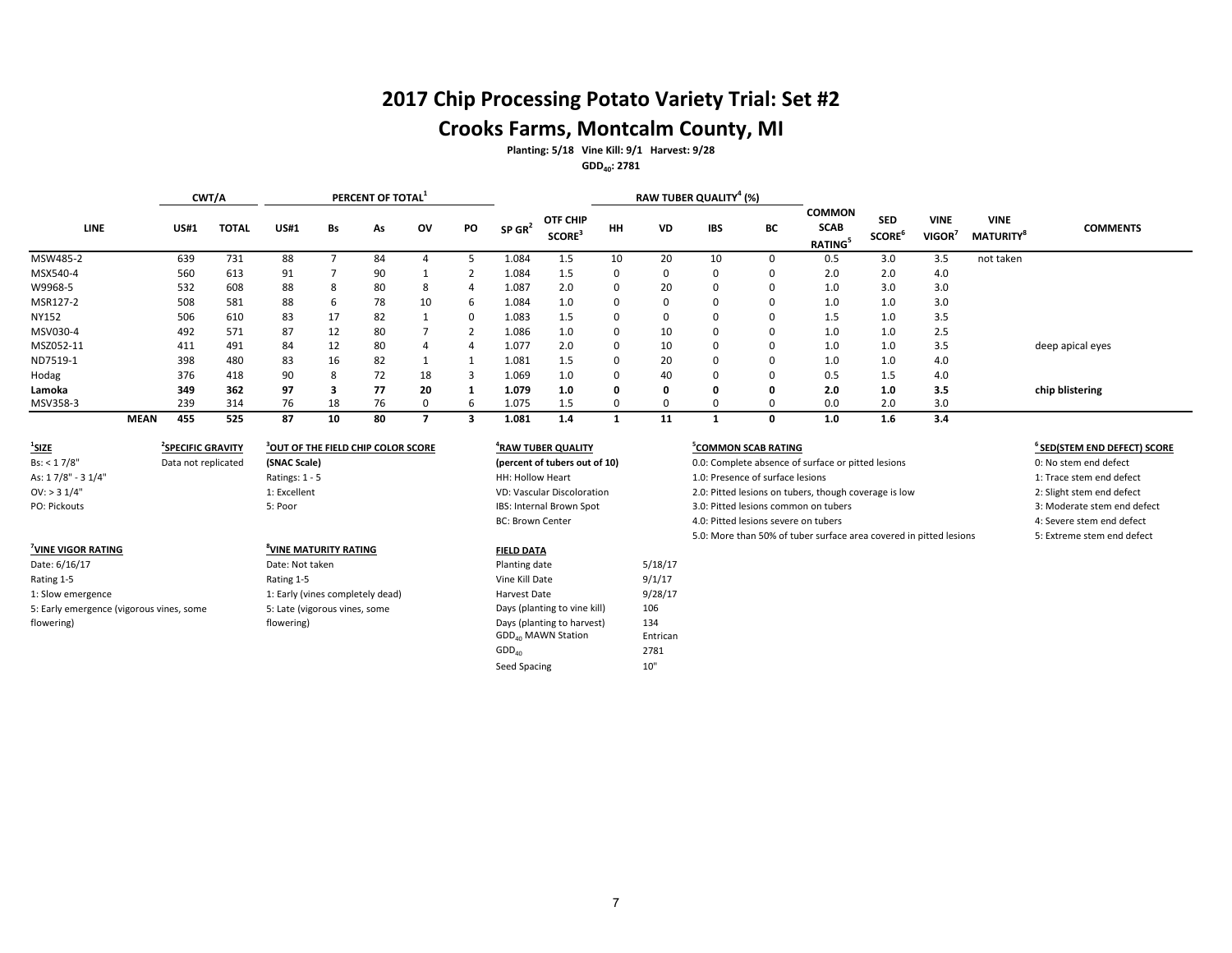# 2017 Chip Processing Potato Variety Trial: Set #2

## Crooks Farms, Montcalm County, MI

**Planting: 5/18 Vine Kill: 9/1 Harvest: 9/28**

**$GDD_{40}$: 2781**

| LINE | CWT/A | | PERCENT OF TOTAL[1] | | | | | SP GR[2] | OTF CHIP SCORE[3] | RAW TUBER QUALITY[4] (%) | | | | COMMON SCAB RATING[5] | SED SCORE[6] | VINE VIGOR[7] | VINE MATURITY[8] | COMMENTS |
|---|---|---|---|---|---|---|---|---|---|---|---|---|---|---|---|---|---|---|
| | US#1 | TOTAL | US#1 | Bs | As | OV | PO | | | HH | VD | IBS | BC | | | | | |
| MSW485-2 | 639 | 731 | 88 | 7 | 84 | 4 | 5 | 1.084 | 1.5 | 10 | 20 | 10 | 0 | 0.5 | 3.0 | 3.5 | not taken | |
| MSX540-4 | 560 | 613 | 91 | 7 | 90 | 1 | 2 | 1.084 | 1.5 | 0 | 0 | 0 | 0 | 2.0 | 2.0 | 4.0 | | |
| W9968-5 | 532 | 608 | 88 | 8 | 80 | 8 | 4 | 1.087 | 2.0 | 0 | 20 | 0 | 0 | 1.0 | 3.0 | 3.0 | | |
| MSR127-2 | 508 | 581 | 88 | 6 | 78 | 10 | 6 | 1.084 | 1.0 | 0 | 0 | 0 | 0 | 1.0 | 1.0 | 3.0 | | |
| NY152 | 506 | 610 | 83 | 17 | 82 | 1 | 0 | 1.083 | 1.5 | 0 | 0 | 0 | 0 | 1.5 | 1.0 | 3.5 | | |
| MSV030-4 | 492 | 571 | 87 | 12 | 80 | 7 | 2 | 1.086 | 1.0 | 0 | 10 | 0 | 0 | 1.0 | 1.0 | 2.5 | | |
| MSZ052-11 | 411 | 491 | 84 | 12 | 80 | 4 | 4 | 1.077 | 2.0 | 0 | 10 | 0 | 0 | 1.0 | 1.0 | 3.5 | | deep apical eyes |
| ND7519-1 | 398 | 480 | 83 | 16 | 82 | 1 | 1 | 1.081 | 1.5 | 0 | 20 | 0 | 0 | 1.0 | 1.0 | 4.0 | | |
| Hodag | 376 | 418 | 90 | 8 | 72 | 18 | 3 | 1.069 | 1.0 | 0 | 40 | 0 | 0 | 0.5 | 1.5 | 4.0 | | |
| **Lamoka** | **349** | **362** | **97** | **3** | **77** | **20** | **1** | **1.079** | **1.0** | **0** | **0** | **0** | **0** | **2.0** | **1.0** | **3.5** | | **chip blistering** |
| MSV358-3 | 239 | 314 | 76 | 18 | 76 | 0 | 6 | 1.075 | 1.5 | 0 | 0 | 0 | 0 | 0.0 | 2.0 | 3.0 | | |
| **MEAN** | **455** | **525** | **87** | **10** | **80** | **7** | **3** | **1.081** | **1.4** | **1** | **11** | **1** | **0** | **1.0** | **1.6** | **3.4** | | |

**[1]SIZE**
Bs: < 1 7/8"
As: 1 7/8" - 3 1/4"
OV: > 3 1/4"
PO: Pickouts

**[2]SPECIFIC GRAVITY**
Data not replicated

**[3]OUT OF THE FIELD CHIP COLOR SCORE**
**(SNAC Scale)**
Ratings: 1 - 5
1: Excellent
5: Poor

**[4]RAW TUBER QUALITY**
**(percent of tubers out of 10)**
HH: Hollow Heart
VD: Vascular Discoloration
IBS: Internal Brown Spot
BC: Brown Center

**[5]COMMON SCAB RATING**
0.0: Complete absence of surface or pitted lesions
1.0: Presence of surface lesions
2.0: Pitted lesions on tubers, though coverage is low
3.0: Pitted lesions common on tubers
4.0: Pitted lesions severe on tubers
5.0: More than 50% of tuber surface area covered in pitted lesions

**[6]SED(STEM END DEFECT) SCORE**
0: No stem end defect
1: Trace stem end defect
2: Slight stem end defect
3: Moderate stem end defect
4: Severe stem end defect
5: Extreme stem end defect

**[7]VINE VIGOR RATING**
Date: 6/16/17
Rating 1-5
1: Slow emergence
5: Early emergence (vigorous vines, some flowering)

**[8]VINE MATURITY RATING**
Date: Not taken
Rating 1-5
1: Early (vines completely dead)
5: Late (vigorous vines, some flowering)

**FIELD DATA**

| | |
|---|---|
| Planting date | 5/18/17 |
| Vine Kill Date | 9/1/17 |
| Harvest Date | 9/28/17 |
| Days (planting to vine kill) | 106 |
| Days (planting to harvest) | 134 |
| $GDD_{40}$ MAWN Station | Entrican |
| $GDD_{40}$ | 2781 |
| Seed Spacing | 10" |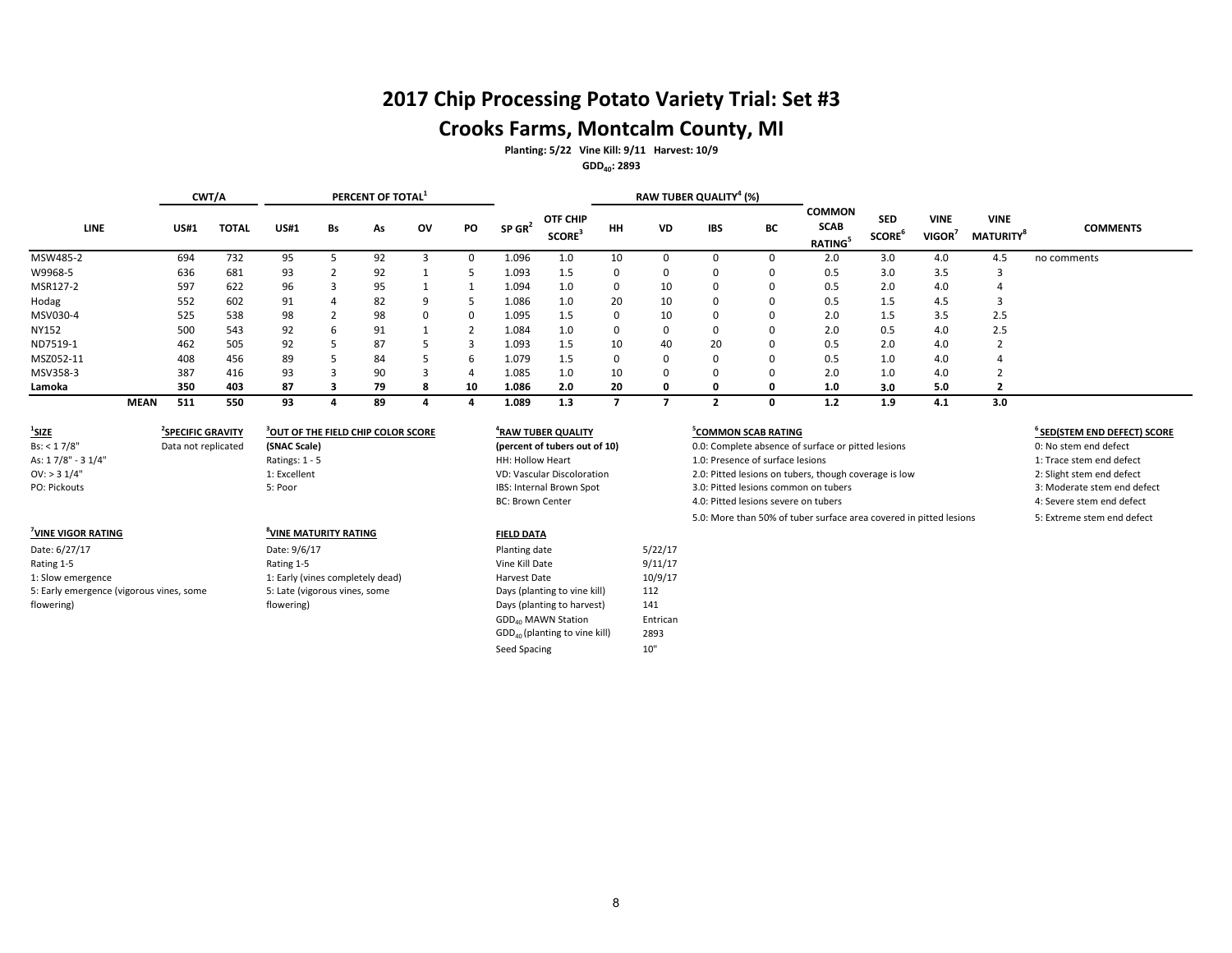# 2017 Chip Processing Potato Variety Trial: Set #3

## Crooks Farms, Montcalm County, MI

**Planting: 5/22 Vine Kill: 9/11 Harvest: 10/9**

**$GDD_{40}$: 2893**

| LINE | CWT/A | | PERCENT OF TOTAL[1] | | | | | | | RAW TUBER QUALITY[4] (%) | | | | | | | | |
|---|---|---|---|---|---|---|---|---|---|---|---|---|---|---|---|---|---|---|
| | US#1 | TOTAL | US#1 | Bs | As | OV | PO | SP GR[2] | OTF CHIP SCORE[3] | HH | VD | IBS | BC | COMMON SCAB RATING[5] | SED SCORE[6] | VINE VIGOR[7] | VINE MATURITY[8] | COMMENTS |
| MSW485-2 | 694 | 732 | 95 | 5 | 92 | 3 | 0 | 1.096 | 1.0 | 10 | 0 | 0 | 0 | 2.0 | 3.0 | 4.0 | 4.5 | no comments |
| W9968-5 | 636 | 681 | 93 | 2 | 92 | 1 | 5 | 1.093 | 1.5 | 0 | 0 | 0 | 0 | 0.5 | 3.0 | 3.5 | 3 | |
| MSR127-2 | 597 | 622 | 96 | 3 | 95 | 1 | 1 | 1.094 | 1.0 | 0 | 10 | 0 | 0 | 0.5 | 2.0 | 4.0 | 4 | |
| Hodag | 552 | 602 | 91 | 4 | 82 | 9 | 5 | 1.086 | 1.0 | 20 | 10 | 0 | 0 | 0.5 | 1.5 | 4.5 | 3 | |
| MSV030-4 | 525 | 538 | 98 | 2 | 98 | 0 | 0 | 1.095 | 1.5 | 0 | 10 | 0 | 0 | 2.0 | 1.5 | 3.5 | 2.5 | |
| NY152 | 500 | 543 | 92 | 6 | 91 | 1 | 2 | 1.084 | 1.0 | 0 | 0 | 0 | 0 | 2.0 | 0.5 | 4.0 | 2.5 | |
| ND7519-1 | 462 | 505 | 92 | 5 | 87 | 5 | 3 | 1.093 | 1.5 | 10 | 40 | 20 | 0 | 0.5 | 2.0 | 4.0 | 2 | |
| MSZ052-11 | 408 | 456 | 89 | 5 | 84 | 5 | 6 | 1.079 | 1.5 | 0 | 0 | 0 | 0 | 0.5 | 1.0 | 4.0 | 4 | |
| MSV358-3 | 387 | 416 | 93 | 3 | 90 | 3 | 4 | 1.085 | 1.0 | 10 | 0 | 0 | 0 | 2.0 | 1.0 | 4.0 | 2 | |
| **Lamoka** | **350** | **403** | **87** | **3** | **79** | **8** | **10** | **1.086** | **2.0** | **20** | **0** | **0** | **0** | **1.0** | **3.0** | **5.0** | **2** | |
| **MEAN** | **511** | **550** | **93** | **4** | **89** | **4** | **4** | **1.089** | **1.3** | **7** | **7** | **2** | **0** | **1.2** | **1.9** | **4.1** | **3.0** | |

**[1]SIZE**
Bs: < 1 7/8"
As: 1 7/8" - 3 1/4"
OV: > 3 1/4"
PO: Pickouts

**[2]SPECIFIC GRAVITY**
Data not replicated

**[3]OUT OF THE FIELD CHIP COLOR SCORE**
**(SNAC Scale)**
Ratings: 1 - 5
1: Excellent
5: Poor

**[4]RAW TUBER QUALITY**
**(percent of tubers out of 10)**
HH: Hollow Heart
VD: Vascular Discoloration
IBS: Internal Brown Spot
BC: Brown Center

**[5]COMMON SCAB RATING**
0.0: Complete absence of surface or pitted lesions
1.0: Presence of surface lesions
2.0: Pitted lesions on tubers, though coverage is low
3.0: Pitted lesions common on tubers
4.0: Pitted lesions severe on tubers
5.0: More than 50% of tuber surface area covered in pitted lesions

**[6]SED(STEM END DEFECT) SCORE**
0: No stem end defect
1: Trace stem end defect
2: Slight stem end defect
3: Moderate stem end defect
4: Severe stem end defect
5: Extreme stem end defect

**[7]VINE VIGOR RATING**
Date: 6/27/17
Rating 1-5
1: Slow emergence
5: Early emergence (vigorous vines, some flowering)

**[8]VINE MATURITY RATING**
Date: 9/6/17
Rating 1-5
1: Early (vines completely dead)
5: Late (vigorous vines, some flowering)

**FIELD DATA**

| | |
|---|---|
| Planting date | 5/22/17 |
| Vine Kill Date | 9/11/17 |
| Harvest Date | 10/9/17 |
| Days (planting to vine kill) | 112 |
| Days (planting to harvest) | 141 |
| $GDD_{40}$ MAWN Station | Entrican |
| $GDD_{40}$ (planting to vine kill) | 2893 |
| Seed Spacing | 10" |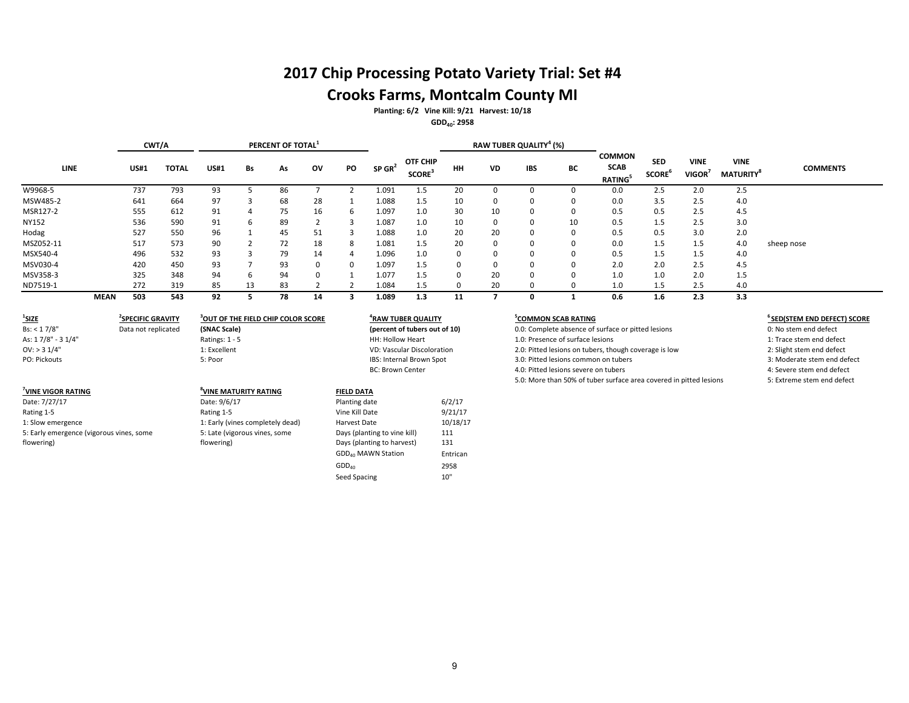# 2017 Chip Processing Potato Variety Trial: Set #4

## Crooks Farms, Montcalm County MI

**Planting: 6/2 Vine Kill: 9/21 Harvest: 10/18**

**$GDD_{40}$: 2958**

| LINE | CWT/A | | PERCENT OF TOTAL[1] | | | | | | | RAW TUBER QUALITY[4] (%) | | | | | | | | |
|---|---|---|---|---|---|---|---|---|---|---|---|---|---|---|---|---|---|---|
| | US#1 | TOTAL | US#1 | Bs | As | OV | PO | SP GR[2] | OTF CHIP SCORE[3] | HH | VD | IBS | BC | COMMON SCAB RATING[5] | SED SCORE[6] | VINE VIGOR[7] | VINE MATURITY[8] | COMMENTS |
| W9968-5 | 737 | 793 | 93 | 5 | 86 | 7 | 2 | 1.091 | 1.5 | 20 | 0 | 0 | 0 | 0.0 | 2.5 | 2.0 | 2.5 | |
| MSW485-2 | 641 | 664 | 97 | 3 | 68 | 28 | 1 | 1.088 | 1.5 | 10 | 0 | 0 | 0 | 0.0 | 3.5 | 2.5 | 4.0 | |
| MSR127-2 | 555 | 612 | 91 | 4 | 75 | 16 | 6 | 1.097 | 1.0 | 30 | 10 | 0 | 0 | 0.5 | 0.5 | 2.5 | 4.5 | |
| NY152 | 536 | 590 | 91 | 6 | 89 | 2 | 3 | 1.087 | 1.0 | 10 | 0 | 0 | 10 | 0.5 | 1.5 | 2.5 | 3.0 | |
| Hodag | 527 | 550 | 96 | 1 | 45 | 51 | 3 | 1.088 | 1.0 | 20 | 20 | 0 | 0 | 0.5 | 0.5 | 3.0 | 2.0 | |
| MSZ052-11 | 517 | 573 | 90 | 2 | 72 | 18 | 8 | 1.081 | 1.5 | 20 | 0 | 0 | 0 | 0.0 | 1.5 | 1.5 | 4.0 | sheep nose |
| MSX540-4 | 496 | 532 | 93 | 3 | 79 | 14 | 4 | 1.096 | 1.0 | 0 | 0 | 0 | 0 | 0.5 | 1.5 | 1.5 | 4.0 | |
| MSV030-4 | 420 | 450 | 93 | 7 | 93 | 0 | 0 | 1.097 | 1.5 | 0 | 0 | 0 | 0 | 2.0 | 2.0 | 2.5 | 4.5 | |
| MSV358-3 | 325 | 348 | 94 | 6 | 94 | 0 | 1 | 1.077 | 1.5 | 0 | 20 | 0 | 0 | 1.0 | 1.0 | 2.0 | 1.5 | |
| ND7519-1 | 272 | 319 | 85 | 13 | 83 | 2 | 2 | 1.084 | 1.5 | 0 | 20 | 0 | 0 | 1.0 | 1.5 | 2.5 | 4.0 | |
| **MEAN** | **503** | **543** | **92** | **5** | **78** | **14** | **3** | **1.089** | **1.3** | **11** | **7** | **0** | **1** | **0.6** | **1.6** | **2.3** | **3.3** | |

**[1]SIZE**
Bs: < 1 7/8"
As: 1 7/8" - 3 1/4"
OV: > 3 1/4"
PO: Pickouts

**[2]SPECIFIC GRAVITY**
Data not replicated

**[3]OUT OF THE FIELD CHIP COLOR SCORE**
**(SNAC Scale)**
Ratings: 1 - 5
1: Excellent
5: Poor

**[4]RAW TUBER QUALITY**
**(percent of tubers out of 10)**
HH: Hollow Heart
VD: Vascular Discoloration
IBS: Internal Brown Spot
BC: Brown Center

**[5]COMMON SCAB RATING**
0.0: Complete absence of surface or pitted lesions
1.0: Presence of surface lesions
2.0: Pitted lesions on tubers, though coverage is low
3.0: Pitted lesions common on tubers
4.0: Pitted lesions severe on tubers
5.0: More than 50% of tuber surface area covered in pitted lesions

**[6]SED(STEM END DEFECT) SCORE**
0: No stem end defect
1: Trace stem end defect
2: Slight stem end defect
3: Moderate stem end defect
4: Severe stem end defect
5: Extreme stem end defect

**[7]VINE VIGOR RATING**
Date: 7/27/17
Rating 1-5
1: Slow emergence
5: Early emergence (vigorous vines, some flowering)

**[8]VINE MATURITY RATING**
Date: 9/6/17
Rating 1-5
1: Early (vines completely dead)
5: Late (vigorous vines, some flowering)

**FIELD DATA**

| | |
|---|---|
| Planting date | 6/2/17 |
| Vine Kill Date | 9/21/17 |
| Harvest Date | 10/18/17 |
| Days (planting to vine kill) | 111 |
| Days (planting to harvest) | 131 |
| $GDD_{40}$ MAWN Station | Entrican |
| $GDD_{40}$ | 2958 |
| Seed Spacing | 10" |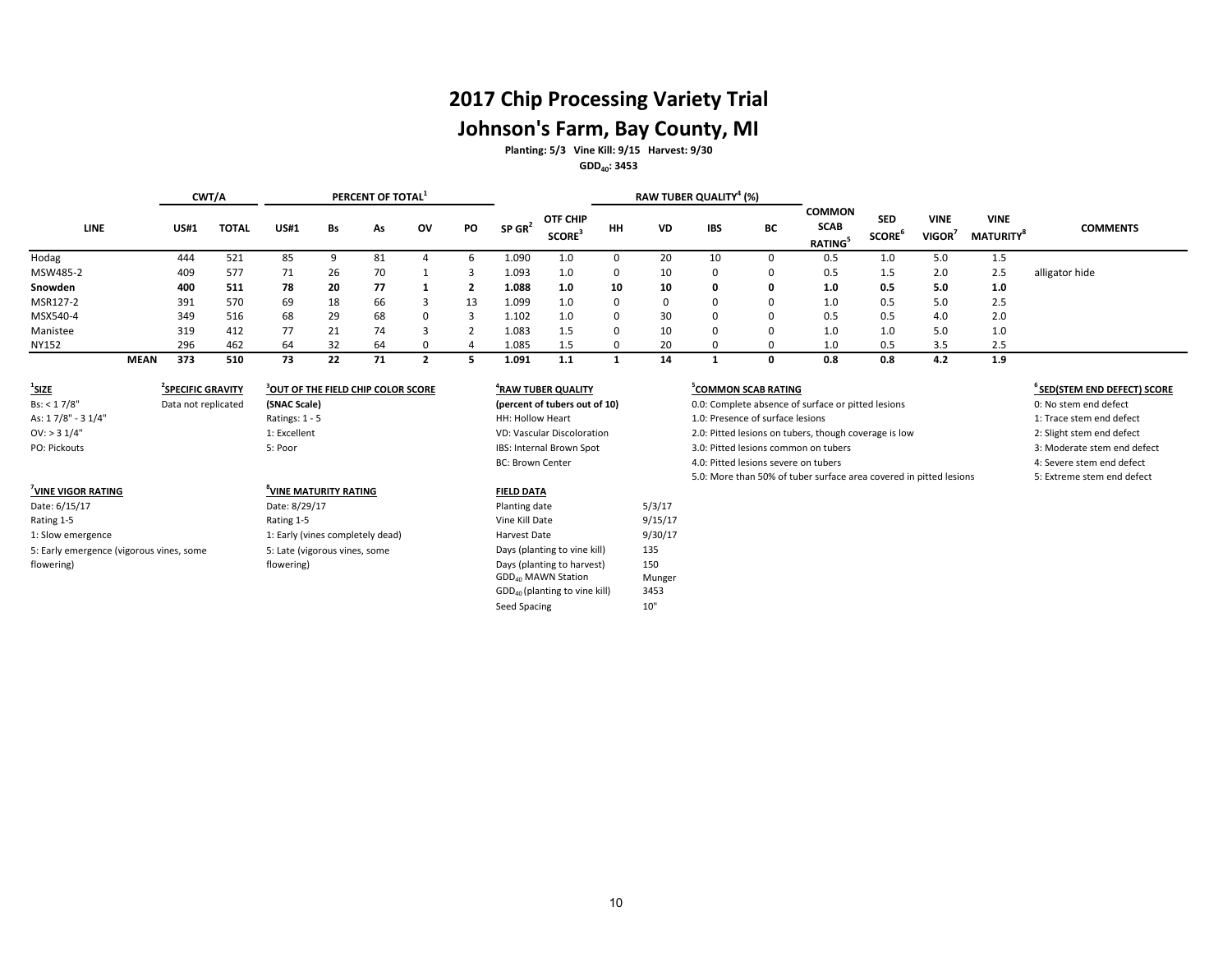# 2017 Chip Processing Variety Trial

## Johnson's Farm, Bay County, MI

**Planting: 5/3 Vine Kill: 9/15 Harvest: 9/30**

**$GDD_{40}$: 3453**

| LINE | CWT/A | | PERCENT OF TOTAL[1] | | | | | | | RAW TUBER QUALITY[4] (%) | | | | | | | | |
|---|---|---|---|---|---|---|---|---|---|---|---|---|---|---|---|---|---|---|
| | US#1 | TOTAL | US#1 | Bs | As | OV | PO | SP GR[2] | OTF CHIP SCORE[3] | HH | VD | IBS | BC | COMMON SCAB RATING[5] | SED SCORE[6] | VINE VIGOR[7] | VINE MATURITY[8] | COMMENTS |
| Hodag | 444 | 521 | 85 | 9 | 81 | 4 | 6 | 1.090 | 1.0 | 0 | 20 | 10 | 0 | 0.5 | 1.0 | 5.0 | 1.5 | |
| MSW485-2 | 409 | 577 | 71 | 26 | 70 | 1 | 3 | 1.093 | 1.0 | 0 | 10 | 0 | 0 | 0.5 | 1.5 | 2.0 | 2.5 | alligator hide |
| **Snowden** | **400** | **511** | **78** | **20** | **77** | **1** | **2** | **1.088** | **1.0** | **10** | **10** | **0** | **0** | **1.0** | **0.5** | **5.0** | **1.0** | |
| MSR127-2 | 391 | 570 | 69 | 18 | 66 | 3 | 13 | 1.099 | 1.0 | 0 | 0 | 0 | 0 | 1.0 | 0.5 | 5.0 | 2.5 | |
| MSX540-4 | 349 | 516 | 68 | 29 | 68 | 0 | 3 | 1.102 | 1.0 | 0 | 30 | 0 | 0 | 0.5 | 0.5 | 4.0 | 2.0 | |
| Manistee | 319 | 412 | 77 | 21 | 74 | 3 | 2 | 1.083 | 1.5 | 0 | 10 | 0 | 0 | 1.0 | 1.0 | 5.0 | 1.0 | |
| NY152 | 296 | 462 | 64 | 32 | 64 | 0 | 4 | 1.085 | 1.5 | 0 | 20 | 0 | 0 | 1.0 | 0.5 | 3.5 | 2.5 | |
| **MEAN** | **373** | **510** | **73** | **22** | **71** | **2** | **5** | **1.091** | **1.1** | **1** | **14** | **1** | **0** | **0.8** | **0.8** | **4.2** | **1.9** | |

**[1]SIZE**
Bs: < 1 7/8"
As: 1 7/8" - 3 1/4"
OV: > 3 1/4"
PO: Pickouts

**[2]SPECIFIC GRAVITY**
Data not replicated

**[3]OUT OF THE FIELD CHIP COLOR SCORE**
**(SNAC Scale)**
Ratings: 1 - 5
1: Excellent
5: Poor

**[4]RAW TUBER QUALITY**
**(percent of tubers out of 10)**
HH: Hollow Heart
VD: Vascular Discoloration
IBS: Internal Brown Spot
BC: Brown Center

**[5]COMMON SCAB RATING**
0.0: Complete absence of surface or pitted lesions
1.0: Presence of surface lesions
2.0: Pitted lesions on tubers, though coverage is low
3.0: Pitted lesions common on tubers
4.0: Pitted lesions severe on tubers
5.0: More than 50% of tuber surface area covered in pitted lesions

**[6]SED(STEM END DEFECT) SCORE**
0: No stem end defect
1: Trace stem end defect
2: Slight stem end defect
3: Moderate stem end defect
4: Severe stem end defect
5: Extreme stem end defect

**[7]VINE VIGOR RATING**
Date: 6/15/17
Rating 1-5
1: Slow emergence
5: Early emergence (vigorous vines, some flowering)

**[8]VINE MATURITY RATING**
Date: 8/29/17
Rating 1-5
1: Early (vines completely dead)
5: Late (vigorous vines, some flowering)

**FIELD DATA**

| | |
|---|---|
| Planting date | 5/3/17 |
| Vine Kill Date | 9/15/17 |
| Harvest Date | 9/30/17 |
| Days (planting to vine kill) | 135 |
| Days (planting to harvest) | 150 |
| $GDD_{40}$ MAWN Station | Munger |
| $GDD_{40}$ (planting to vine kill) | 3453 |
| Seed Spacing | 10" |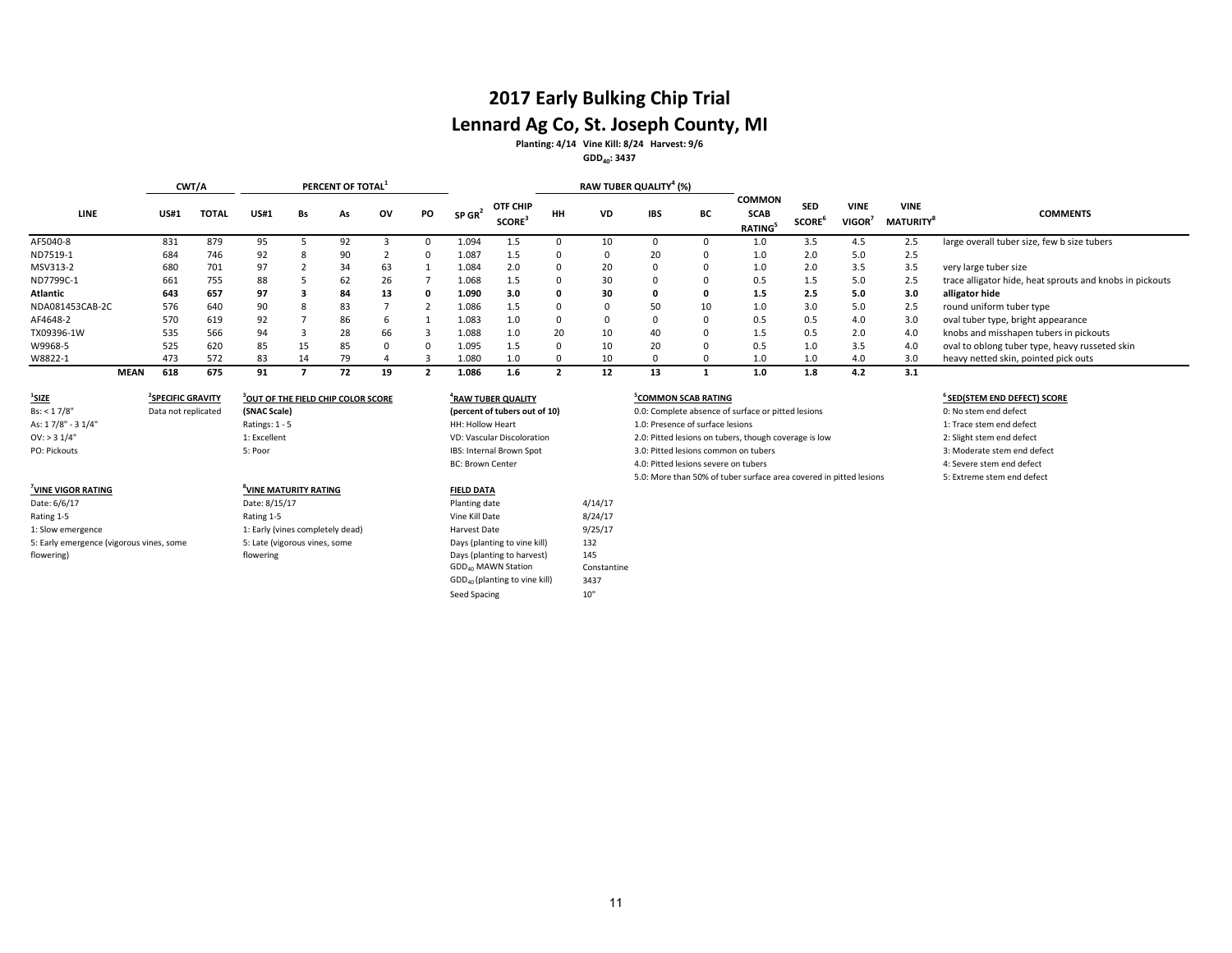# 2017 Early Bulking Chip Trial

## Lennard Ag Co, St. Joseph County, MI

**Planting: 4/14 Vine Kill: 8/24 Harvest: 9/6**

**$GDD_{40}$: 3437**

| LINE | CWT/A | | PERCENT OF TOTAL[1] | | | | | SP GR[2] | OTF CHIP SCORE[3] | RAW TUBER QUALITY[4] (%) | | | | COMMON SCAB RATING[5] | SED SCORE[6] | VINE VIGOR[7] | VINE MATURITY[8] | COMMENTS |
|---|---|---|---|---|---|---|---|---|---|---|---|---|---|---|---|---|---|---|
| | US#1 | TOTAL | US#1 | Bs | As | OV | PO | | | HH | VD | IBS | BC | | | | | |
| AF5040-8 | 831 | 879 | 95 | 5 | 92 | 3 | 0 | 1.094 | 1.5 | 0 | 10 | 0 | 0 | 1.0 | 3.5 | 4.5 | 2.5 | large overall tuber size, few b size tubers |
| ND7519-1 | 684 | 746 | 92 | 8 | 90 | 2 | 0 | 1.087 | 1.5 | 0 | 0 | 20 | 0 | 1.0 | 2.0 | 5.0 | 2.5 | |
| MSV313-2 | 680 | 701 | 97 | 2 | 34 | 63 | 1 | 1.084 | 2.0 | 0 | 20 | 0 | 0 | 1.0 | 2.0 | 3.5 | 3.5 | very large tuber size |
| ND7799C-1 | 661 | 755 | 88 | 5 | 62 | 26 | 7 | 1.068 | 1.5 | 0 | 30 | 0 | 0 | 0.5 | 1.5 | 5.0 | 2.5 | trace alligator hide, heat sprouts and knobs in pickouts |
| **Atlantic** | **643** | **657** | **97** | **3** | **84** | **13** | **0** | **1.090** | **3.0** | **0** | **30** | **0** | **0** | **1.5** | **2.5** | **5.0** | **3.0** | **alligator hide** |
| NDA081453CAB-2C | 576 | 640 | 90 | 8 | 83 | 7 | 2 | 1.086 | 1.5 | 0 | 0 | 50 | 10 | 1.0 | 3.0 | 5.0 | 2.5 | round uniform tuber type |
| AF4648-2 | 570 | 619 | 92 | 7 | 86 | 6 | 1 | 1.083 | 1.0 | 0 | 0 | 0 | 0 | 0.5 | 0.5 | 4.0 | 3.0 | oval tuber type, bright appearance |
| TX09396-1W | 535 | 566 | 94 | 3 | 28 | 66 | 3 | 1.088 | 1.0 | 20 | 10 | 40 | 0 | 1.5 | 0.5 | 2.0 | 4.0 | knobs and misshapen tubers in pickouts |
| W9968-5 | 525 | 620 | 85 | 15 | 85 | 0 | 0 | 1.095 | 1.5 | 0 | 10 | 20 | 0 | 0.5 | 1.0 | 3.5 | 4.0 | oval to oblong tuber type, heavy russeted skin |
| W8822-1 | 473 | 572 | 83 | 14 | 79 | 4 | 3 | 1.080 | 1.0 | 0 | 10 | 0 | 0 | 1.0 | 1.0 | 4.0 | 3.0 | heavy netted skin, pointed pick outs |
| **MEAN** | **618** | **675** | **91** | **7** | **72** | **19** | **2** | **1.086** | **1.6** | **2** | **12** | **13** | **1** | **1.0** | **1.8** | **4.2** | **3.1** | |

**[1]SIZE**
Bs: < 1 7/8"
As: 1 7/8" - 3 1/4"
OV: > 3 1/4"
PO: Pickouts

**[2]SPECIFIC GRAVITY**
Data not replicated

**[3]OUT OF THE FIELD CHIP COLOR SCORE**
**(SNAC Scale)**
Ratings: 1 - 5
1: Excellent
5: Poor

**[4]RAW TUBER QUALITY**
**(percent of tubers out of 10)**
HH: Hollow Heart
VD: Vascular Discoloration
IBS: Internal Brown Spot
BC: Brown Center

**[5]COMMON SCAB RATING**
0.0: Complete absence of surface or pitted lesions
1.0: Presence of surface lesions
2.0: Pitted lesions on tubers, though coverage is low
3.0: Pitted lesions common on tubers
4.0: Pitted lesions severe on tubers
5.0: More than 50% of tuber surface area covered in pitted lesions

**[6]SED(STEM END DEFECT) SCORE**
0: No stem end defect
1: Trace stem end defect
2: Slight stem end defect
3: Moderate stem end defect
4: Severe stem end defect
5: Extreme stem end defect

**[7]VINE VIGOR RATING**
Date: 6/6/17
Rating 1-5
1: Slow emergence
5: Early emergence (vigorous vines, some flowering)

**[8]VINE MATURITY RATING**
Date: 8/15/17
Rating 1-5
1: Early (vines completely dead)
5: Late (vigorous vines, some flowering)

**FIELD DATA**

| | |
|---|---|
| Planting date | 4/14/17 |
| Vine Kill Date | 8/24/17 |
| Harvest Date | 9/25/17 |
| Days (planting to vine kill) | 132 |
| Days (planting to harvest) | 145 |
| $GDD_{40}$ MAWN Station | Constantine |
| $GDD_{40}$ (planting to vine kill) | 3437 |
| Seed Spacing | 10" |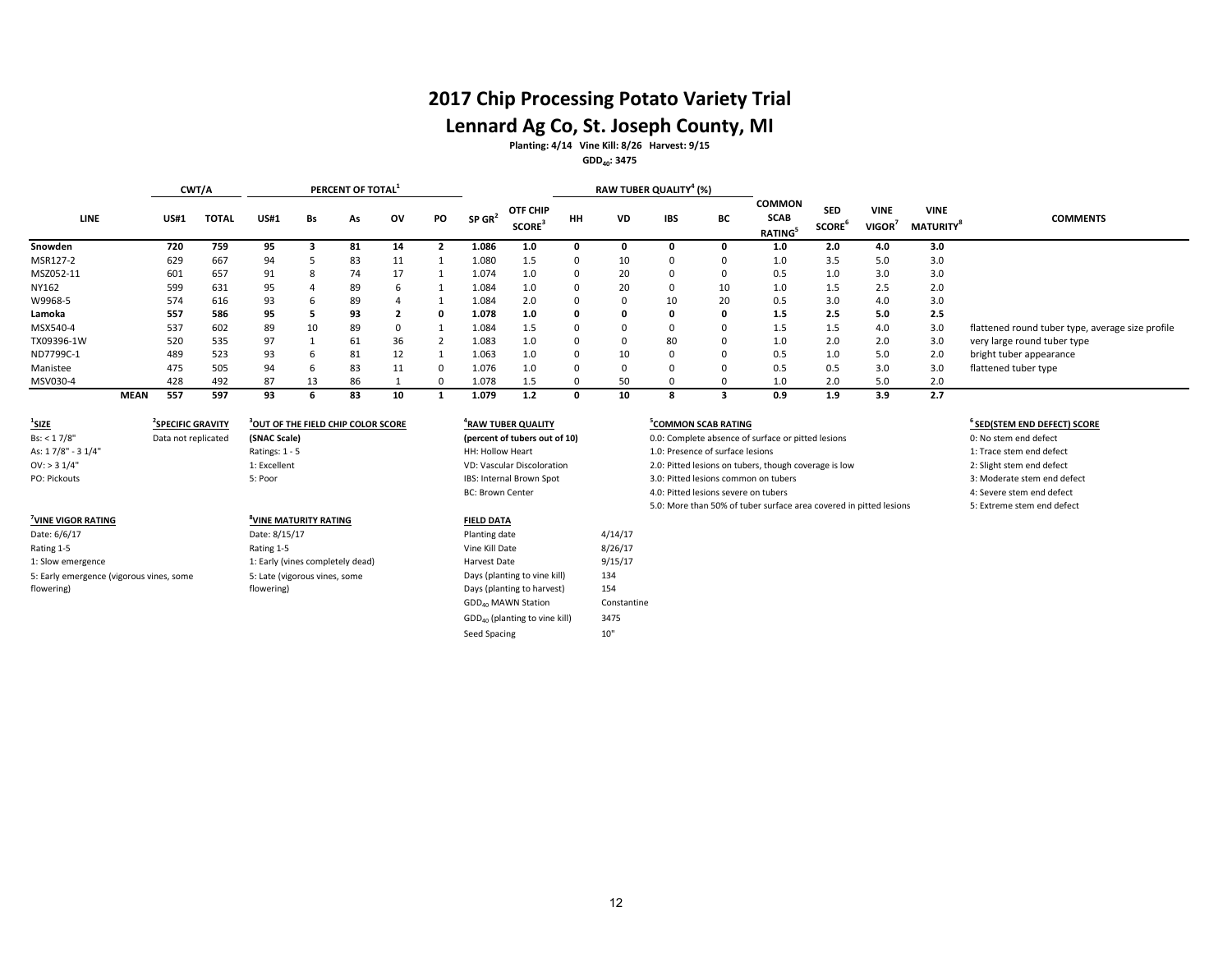# 2017 Chip Processing Potato Variety Trial

## Lennard Ag Co, St. Joseph County, MI

**Planting: 4/14 Vine Kill: 8/26 Harvest: 9/15**

**$GDD_{40}$: 3475**

| | CWT/A | | PERCENT OF TOTAL[1] | | | | | | | RAW TUBER QUALITY[4] (%) | | | | | | | | |
|---|---|---|---|---|---|---|---|---|---|---|---|---|---|---|---|---|---|---|
| LINE | US#1 | TOTAL | US#1 | Bs | As | OV | PO | SP GR[2] | OTF CHIP SCORE[3] | HH | VD | IBS | BC | COMMON SCAB RATING[5] | SED SCORE[6] | VINE VIGOR[7] | VINE MATURITY[8] | COMMENTS |
| **Snowden** | **720** | **759** | **95** | **3** | **81** | **14** | **2** | **1.086** | **1.0** | **0** | **0** | **0** | **0** | **1.0** | **2.0** | **4.0** | **3.0** | |
| MSR127-2 | 629 | 667 | 94 | 5 | 83 | 11 | 1 | 1.080 | 1.5 | 0 | 10 | 0 | 0 | 1.0 | 3.5 | 5.0 | 3.0 | |
| MSZ052-11 | 601 | 657 | 91 | 8 | 74 | 17 | 1 | 1.074 | 1.0 | 0 | 20 | 0 | 0 | 0.5 | 1.0 | 3.0 | 3.0 | |
| NY162 | 599 | 631 | 95 | 4 | 89 | 6 | 1 | 1.084 | 1.0 | 0 | 20 | 0 | 10 | 1.0 | 1.5 | 2.5 | 2.0 | |
| W9968-5 | 574 | 616 | 93 | 6 | 89 | 4 | 1 | 1.084 | 2.0 | 0 | 0 | 10 | 20 | 0.5 | 3.0 | 4.0 | 3.0 | |
| **Lamoka** | **557** | **586** | **95** | **5** | **93** | **2** | **0** | **1.078** | **1.0** | **0** | **0** | **0** | **0** | **1.5** | **2.5** | **5.0** | **2.5** | |
| MSX540-4 | 537 | 602 | 89 | 10 | 89 | 0 | 1 | 1.084 | 1.5 | 0 | 0 | 0 | 0 | 1.5 | 1.5 | 4.0 | 3.0 | flattened round tuber type, average size profile |
| TX09396-1W | 520 | 535 | 97 | 1 | 61 | 36 | 2 | 1.083 | 1.0 | 0 | 0 | 80 | 0 | 1.0 | 2.0 | 2.0 | 3.0 | very large round tuber type |
| ND7799C-1 | 489 | 523 | 93 | 6 | 81 | 12 | 1 | 1.063 | 1.0 | 0 | 10 | 0 | 0 | 0.5 | 1.0 | 5.0 | 2.0 | bright tuber appearance |
| Manistee | 475 | 505 | 94 | 6 | 83 | 11 | 0 | 1.076 | 1.0 | 0 | 0 | 0 | 0 | 0.5 | 0.5 | 3.0 | 3.0 | flattened tuber type |
| MSV030-4 | 428 | 492 | 87 | 13 | 86 | 1 | 0 | 1.078 | 1.5 | 0 | 50 | 0 | 0 | 1.0 | 2.0 | 5.0 | 2.0 | |
| **MEAN** | **557** | **597** | **93** | **6** | **83** | **10** | **1** | **1.079** | **1.2** | **0** | **10** | **8** | **3** | **0.9** | **1.9** | **3.9** | **2.7** | |

**[1]SIZE**
Bs: < 1 7/8"
As: 1 7/8" - 3 1/4"
OV: > 3 1/4"
PO: Pickouts

**[2]SPECIFIC GRAVITY**
Data not replicated

**[3]OUT OF THE FIELD CHIP COLOR SCORE**
**(SNAC Scale)**
Ratings: 1 - 5
1: Excellent
5: Poor

**[4]RAW TUBER QUALITY**
**(percent of tubers out of 10)**
HH: Hollow Heart
VD: Vascular Discoloration
IBS: Internal Brown Spot
BC: Brown Center

**[5]COMMON SCAB RATING**
0.0: Complete absence of surface or pitted lesions
1.0: Presence of surface lesions
2.0: Pitted lesions on tubers, though coverage is low
3.0: Pitted lesions common on tubers
4.0: Pitted lesions severe on tubers
5.0: More than 50% of tuber surface area covered in pitted lesions

**[6]SED(STEM END DEFECT) SCORE**
0: No stem end defect
1: Trace stem end defect
2: Slight stem end defect
3: Moderate stem end defect
4: Severe stem end defect
5: Extreme stem end defect

**[7]VINE VIGOR RATING**
Date: 6/6/17
Rating 1-5
1: Slow emergence
5: Early emergence (vigorous vines, some flowering)

**[8]VINE MATURITY RATING**
Date: 8/15/17
Rating 1-5
1: Early (vines completely dead)
5: Late (vigorous vines, some flowering)

**FIELD DATA**

| | |
|---|---|
| Planting date | 4/14/17 |
| Vine Kill Date | 8/26/17 |
| Harvest Date | 9/15/17 |
| Days (planting to vine kill) | 134 |
| Days (planting to harvest) | 154 |
| $GDD_{40}$ MAWN Station | Constantine |
| $GDD_{40}$ (planting to vine kill) | 3475 |
| Seed Spacing | 10" |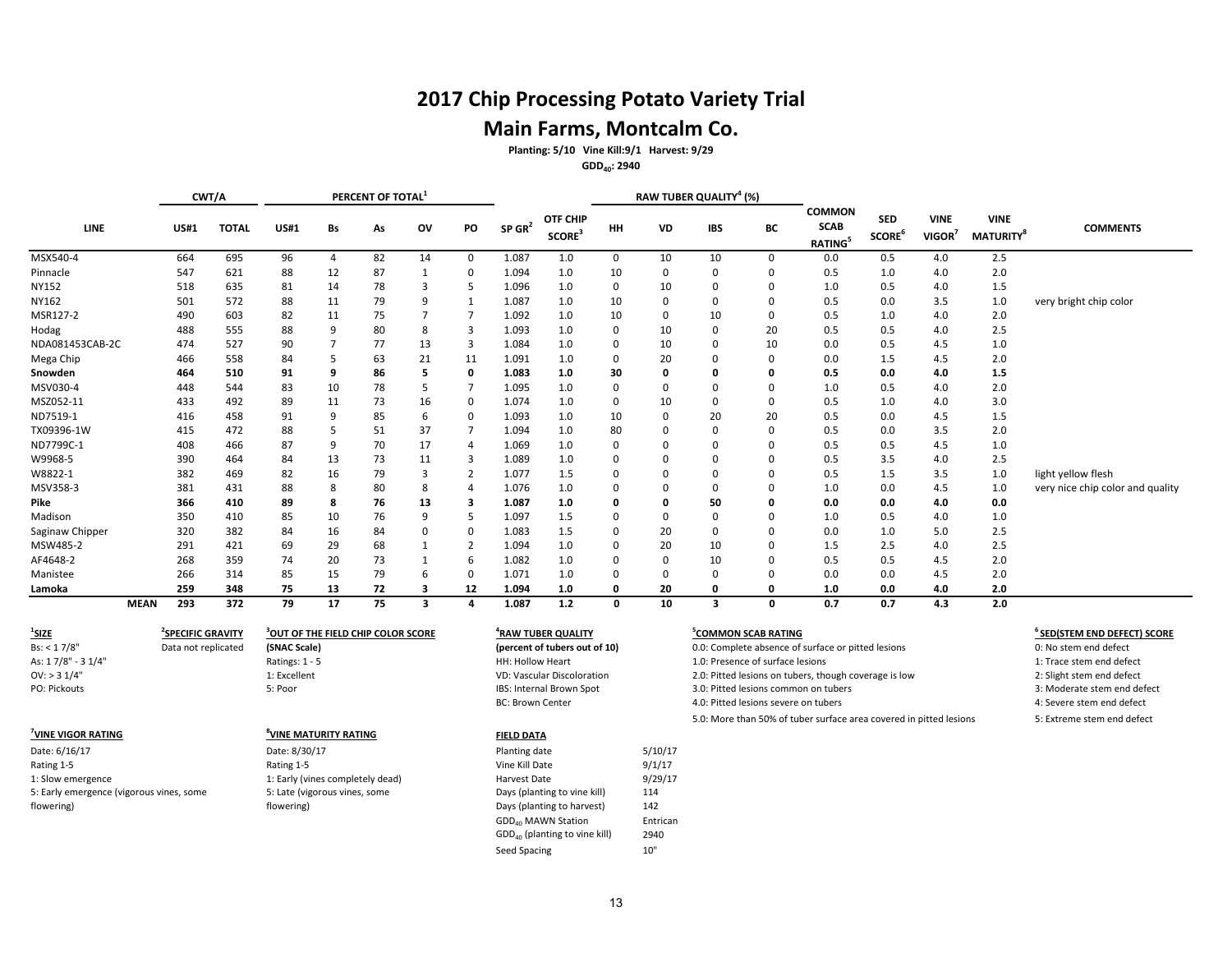# 2017 Chip Processing Potato Variety Trial

## Main Farms, Montcalm Co.

**Planting: 5/10 Vine Kill: 9/1 Harvest: 9/29**

**$GDD_{40}$: 2940**

| LINE | CWT/A | | PERCENT OF TOTAL[1] | | | | | | | RAW TUBER QUALITY[4] (%) | | | | | | | | |
|---|---|---|---|---|---|---|---|---|---|---|---|---|---|---|---|---|---|---|
| | US#1 | TOTAL | US#1 | Bs | As | OV | PO | SP GR[2] | OTF CHIP SCORE[3] | HH | VD | IBS | BC | COMMON SCAB RATING[5] | SED SCORE[6] | VINE VIGOR[7] | VINE MATURITY[8] | COMMENTS |
| MSX540-4 | 664 | 695 | 96 | 4 | 82 | 14 | 0 | 1.087 | 1.0 | 0 | 10 | 10 | 0 | 0.0 | 0.5 | 4.0 | 2.5 | |
| Pinnacle | 547 | 621 | 88 | 12 | 87 | 1 | 0 | 1.094 | 1.0 | 10 | 0 | 0 | 0 | 0.5 | 1.0 | 4.0 | 2.0 | |
| NY152 | 518 | 635 | 81 | 14 | 78 | 3 | 5 | 1.096 | 1.0 | 0 | 10 | 0 | 0 | 1.0 | 0.5 | 4.0 | 1.5 | |
| NY162 | 501 | 572 | 88 | 11 | 79 | 9 | 1 | 1.087 | 1.0 | 10 | 0 | 0 | 0 | 0.5 | 0.0 | 3.5 | 1.0 | very bright chip color |
| MSR127-2 | 490 | 603 | 82 | 11 | 75 | 7 | 7 | 1.092 | 1.0 | 10 | 0 | 10 | 0 | 0.5 | 1.0 | 4.0 | 2.0 | |
| Hodag | 488 | 555 | 88 | 9 | 80 | 8 | 3 | 1.093 | 1.0 | 0 | 10 | 0 | 20 | 0.5 | 0.5 | 4.0 | 2.5 | |
| NDA081453CAB-2C | 474 | 527 | 90 | 7 | 77 | 13 | 3 | 1.084 | 1.0 | 0 | 10 | 0 | 10 | 0.0 | 0.5 | 4.5 | 1.0 | |
| Mega Chip | 466 | 558 | 84 | 5 | 63 | 21 | 11 | 1.091 | 1.0 | 0 | 20 | 0 | 0 | 0.0 | 1.5 | 4.5 | 2.0 | |
| **Snowden** | **464** | **510** | **91** | **9** | **86** | **5** | **0** | **1.083** | **1.0** | **30** | **0** | **0** | **0** | **0.5** | **0.0** | **4.0** | **1.5** | |
| MSV030-4 | 448 | 544 | 83 | 10 | 78 | 5 | 7 | 1.095 | 1.0 | 0 | 0 | 0 | 0 | 1.0 | 0.5 | 4.0 | 2.0 | |
| MSZ052-11 | 433 | 492 | 89 | 11 | 73 | 16 | 0 | 1.074 | 1.0 | 0 | 10 | 0 | 0 | 0.5 | 1.0 | 4.0 | 3.0 | |
| ND7519-1 | 416 | 458 | 91 | 9 | 85 | 6 | 0 | 1.093 | 1.0 | 10 | 0 | 20 | 20 | 0.5 | 0.0 | 4.5 | 1.5 | |
| TX09396-1W | 415 | 472 | 88 | 5 | 51 | 37 | 7 | 1.094 | 1.0 | 80 | 0 | 0 | 0 | 0.5 | 0.0 | 3.5 | 2.0 | |
| ND7799C-1 | 408 | 466 | 87 | 9 | 70 | 17 | 4 | 1.069 | 1.0 | 0 | 0 | 0 | 0 | 0.5 | 0.5 | 4.5 | 1.0 | |
| W9968-5 | 390 | 464 | 84 | 13 | 73 | 11 | 3 | 1.089 | 1.0 | 0 | 0 | 0 | 0 | 0.5 | 3.5 | 4.0 | 2.5 | |
| W8822-1 | 382 | 469 | 82 | 16 | 79 | 3 | 2 | 1.077 | 1.5 | 0 | 0 | 0 | 0 | 0.5 | 1.5 | 3.5 | 1.0 | light yellow flesh |
| MSV358-3 | 381 | 431 | 88 | 8 | 80 | 8 | 4 | 1.076 | 1.0 | 0 | 0 | 0 | 0 | 1.0 | 0.0 | 4.5 | 1.0 | very nice chip color and quality |
| **Pike** | **366** | **410** | **89** | **8** | **76** | **13** | **3** | **1.087** | **1.0** | **0** | **0** | **50** | **0** | **0.0** | **0.0** | **4.0** | **0.0** | |
| Madison | 350 | 410 | 85 | 10 | 76 | 9 | 5 | 1.097 | 1.5 | 0 | 0 | 0 | 0 | 1.0 | 0.5 | 4.0 | 1.0 | |
| Saginaw Chipper | 320 | 382 | 84 | 16 | 84 | 0 | 0 | 1.083 | 1.5 | 0 | 20 | 0 | 0 | 0.0 | 1.0 | 5.0 | 2.5 | |
| MSW485-2 | 291 | 421 | 69 | 29 | 68 | 1 | 2 | 1.094 | 1.0 | 0 | 20 | 10 | 0 | 1.5 | 2.5 | 4.0 | 2.5 | |
| AF4648-2 | 268 | 359 | 74 | 20 | 73 | 1 | 6 | 1.082 | 1.0 | 0 | 0 | 10 | 0 | 0.5 | 0.5 | 4.5 | 2.0 | |
| Manistee | 266 | 314 | 85 | 15 | 79 | 6 | 0 | 1.071 | 1.0 | 0 | 0 | 0 | 0 | 0.0 | 0.0 | 4.5 | 2.0 | |
| **Lamoka** | **259** | **348** | **75** | **13** | **72** | **3** | **12** | **1.094** | **1.0** | **0** | **20** | **0** | **0** | **1.0** | **0.0** | **4.0** | **2.0** | |
| **MEAN** | **293** | **372** | **79** | **17** | **75** | **3** | **4** | **1.087** | **1.2** | **0** | **10** | **3** | **0** | **0.7** | **0.7** | **4.3** | **2.0** | |

**[1]SIZE**
Bs: < 1 7/8"
As: 1 7/8" - 3 1/4"
OV: > 3 1/4"
PO: Pickouts

**[2]SPECIFIC GRAVITY**
Data not replicated

**[3]OUT OF THE FIELD CHIP COLOR SCORE**
(SNAC Scale)
Ratings: 1 - 5
1: Excellent
5: Poor

**[4]RAW TUBER QUALITY**
(percent of tubers out of 10)
HH: Hollow Heart
VD: Vascular Discoloration
IBS: Internal Brown Spot
BC: Brown Center

**[5]COMMON SCAB RATING**
0.0: Complete absence of surface or pitted lesions
1.0: Presence of surface lesions
2.0: Pitted lesions on tubers, though coverage is low
3.0: Pitted lesions common on tubers
4.0: Pitted lesions severe on tubers
5.0: More than 50% of tuber surface area covered in pitted lesions

**[6]SED(STEM END DEFECT) SCORE**
0: No stem end defect
1: Trace stem end defect
2: Slight stem end defect
3: Moderate stem end defect
4: Severe stem end defect
5: Extreme stem end defect

**[7]VINE VIGOR RATING**
Date: 6/16/17
Rating 1-5
1: Slow emergence
5: Early emergence (vigorous vines, some flowering)

**[8]VINE MATURITY RATING**
Date: 8/30/17
Rating 1-5
1: Early (vines completely dead)
5: Late (vigorous vines, some flowering)

**FIELD DATA**

| | |
|---|---|
| Planting date | 5/10/17 |
| Vine Kill Date | 9/1/17 |
| Harvest Date | 9/29/17 |
| Days (planting to vine kill) | 114 |
| Days (planting to harvest) | 142 |
| $GDD_{40}$ MAWN Station | Entrican |
| $GDD_{40}$ (planting to vine kill) | 2940 |
| Seed Spacing | 10" |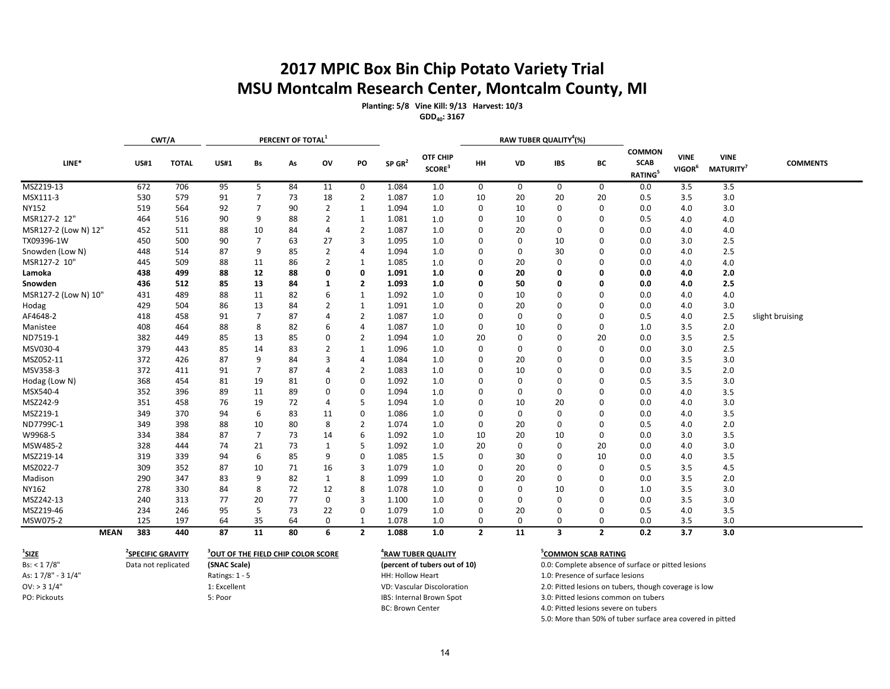# 2017 MPIC Box Bin Chip Potato Variety Trial
# MSU Montcalm Research Center, Montcalm County, MI

**Planting: 5/8 Vine Kill: 9/13 Harvest: 10/3**
**$GDD_{40}$: 3167**

| LINE* | CWT/A | | PERCENT OF TOTAL[1] | | | | | SP GR[2] | OTF CHIP SCORE[3] | RAW TUBER QUALITY[4](%) | | | | COMMON SCAB RATING[5] | VINE VIGOR[6] | VINE MATURITY[7] | COMMENTS |
|---|---|---|---|---|---|---|---|---|---|---|---|---|---|---|---|---|---|
| | US#1 | TOTAL | US#1 | Bs | As | OV | PO | | | HH | VD | IBS | BC | | | | |
| MSZ219-13 | 672 | 706 | 95 | 5 | 84 | 11 | 0 | 1.084 | 1.0 | 0 | 0 | 0 | 0 | 0.0 | 3.5 | 3.5 | |
| MSX111-3 | 530 | 579 | 91 | 7 | 73 | 18 | 2 | 1.087 | 1.0 | 10 | 20 | 20 | 20 | 0.5 | 3.5 | 3.0 | |
| NY152 | 519 | 564 | 92 | 7 | 90 | 2 | 1 | 1.094 | 1.0 | 0 | 10 | 0 | 0 | 0.0 | 4.0 | 3.0 | |
| MSR127-2 12" | 464 | 516 | 90 | 9 | 88 | 2 | 1 | 1.081 | 1.0 | 0 | 10 | 0 | 0 | 0.5 | 4.0 | 4.0 | |
| MSR127-2 (Low N) 12" | 452 | 511 | 88 | 10 | 84 | 4 | 2 | 1.087 | 1.0 | 0 | 20 | 0 | 0 | 0.0 | 4.0 | 4.0 | |
| TX09396-1W | 450 | 500 | 90 | 7 | 63 | 27 | 3 | 1.095 | 1.0 | 0 | 0 | 10 | 0 | 0.0 | 3.0 | 2.5 | |
| Snowden (Low N) | 448 | 514 | 87 | 9 | 85 | 2 | 4 | 1.094 | 1.0 | 0 | 0 | 30 | 0 | 0.0 | 4.0 | 2.5 | |
| MSR127-2 10" | 445 | 509 | 88 | 11 | 86 | 2 | 1 | 1.085 | 1.0 | 0 | 20 | 0 | 0 | 0.0 | 4.0 | 4.0 | |
| **Lamoka** | **438** | **499** | **88** | **12** | **88** | **0** | **0** | **1.091** | **1.0** | **0** | **20** | **0** | **0** | **0.0** | **4.0** | **2.0** | |
| **Snowden** | **436** | **512** | **85** | **13** | **84** | **1** | **2** | **1.093** | **1.0** | **0** | **50** | **0** | **0** | **0.0** | **4.0** | **2.5** | |
| MSR127-2 (Low N) 10" | 431 | 489 | 88 | 11 | 82 | 6 | 1 | 1.092 | 1.0 | 0 | 10 | 0 | 0 | 0.0 | 4.0 | 4.0 | |
| Hodag | 429 | 504 | 86 | 13 | 84 | 2 | 1 | 1.091 | 1.0 | 0 | 20 | 0 | 0 | 0.0 | 4.0 | 3.0 | |
| AF4648-2 | 418 | 458 | 91 | 7 | 87 | 4 | 2 | 1.087 | 1.0 | 0 | 0 | 0 | 0 | 0.5 | 4.0 | 2.5 | slight bruising |
| Manistee | 408 | 464 | 88 | 8 | 82 | 6 | 4 | 1.087 | 1.0 | 0 | 10 | 0 | 0 | 1.0 | 3.5 | 2.0 | |
| ND7519-1 | 382 | 449 | 85 | 13 | 85 | 0 | 2 | 1.094 | 1.0 | 20 | 0 | 0 | 20 | 0.0 | 3.5 | 2.5 | |
| MSV030-4 | 379 | 443 | 85 | 14 | 83 | 2 | 1 | 1.096 | 1.0 | 0 | 0 | 0 | 0 | 0.0 | 3.0 | 2.5 | |
| MSZ052-11 | 372 | 426 | 87 | 9 | 84 | 3 | 4 | 1.084 | 1.0 | 0 | 20 | 0 | 0 | 0.0 | 3.5 | 3.0 | |
| MSV358-3 | 372 | 411 | 91 | 7 | 87 | 4 | 2 | 1.083 | 1.0 | 0 | 10 | 0 | 0 | 0.0 | 3.5 | 2.0 | |
| Hodag (Low N) | 368 | 454 | 81 | 19 | 81 | 0 | 0 | 1.092 | 1.0 | 0 | 0 | 0 | 0 | 0.5 | 3.5 | 3.0 | |
| MSX540-4 | 352 | 396 | 89 | 11 | 89 | 0 | 0 | 1.094 | 1.0 | 0 | 0 | 0 | 0 | 0.0 | 4.0 | 3.5 | |
| MSZ242-9 | 351 | 458 | 76 | 19 | 72 | 4 | 5 | 1.094 | 1.0 | 0 | 10 | 20 | 0 | 0.0 | 4.0 | 3.0 | |
| MSZ219-1 | 349 | 370 | 94 | 6 | 83 | 11 | 0 | 1.086 | 1.0 | 0 | 0 | 0 | 0 | 0.0 | 4.0 | 3.5 | |
| ND7799C-1 | 349 | 398 | 88 | 10 | 80 | 8 | 2 | 1.074 | 1.0 | 0 | 20 | 0 | 0 | 0.5 | 4.0 | 2.0 | |
| W9968-5 | 334 | 384 | 87 | 7 | 73 | 14 | 6 | 1.092 | 1.0 | 10 | 20 | 10 | 0 | 0.0 | 3.0 | 3.5 | |
| MSW485-2 | 328 | 444 | 74 | 21 | 73 | 1 | 5 | 1.092 | 1.0 | 20 | 0 | 0 | 20 | 0.0 | 4.0 | 3.0 | |
| MSZ219-14 | 319 | 339 | 94 | 6 | 85 | 9 | 0 | 1.085 | 1.5 | 0 | 30 | 0 | 10 | 0.0 | 4.0 | 3.5 | |
| MSZ022-7 | 309 | 352 | 87 | 10 | 71 | 16 | 3 | 1.079 | 1.0 | 0 | 20 | 0 | 0 | 0.5 | 3.5 | 4.5 | |
| Madison | 290 | 347 | 83 | 9 | 82 | 1 | 8 | 1.099 | 1.0 | 0 | 20 | 0 | 0 | 0.0 | 3.5 | 2.0 | |
| NY162 | 278 | 330 | 84 | 8 | 72 | 12 | 8 | 1.078 | 1.0 | 0 | 0 | 10 | 0 | 1.0 | 3.5 | 3.0 | |
| MSZ242-13 | 240 | 313 | 77 | 20 | 77 | 0 | 3 | 1.100 | 1.0 | 0 | 0 | 0 | 0 | 0.0 | 3.5 | 3.0 | |
| MSZ219-46 | 234 | 246 | 95 | 5 | 73 | 22 | 0 | 1.079 | 1.0 | 0 | 20 | 0 | 0 | 0.5 | 4.0 | 3.5 | |
| MSW075-2 | 125 | 197 | 64 | 35 | 64 | 0 | 1 | 1.078 | 1.0 | 0 | 0 | 0 | 0 | 0.0 | 3.5 | 3.0 | |
| **MEAN** | **383** | **440** | **87** | **11** | **80** | **6** | **2** | **1.088** | **1.0** | **2** | **11** | **3** | **2** | **0.2** | **3.7** | **3.0** | |

**[1]SIZE**
Bs: < 1 7/8"
As: 1 7/8" - 3 1/4"
OV: > 3 1/4"
PO: Pickouts

**[2]SPECIFIC GRAVITY**
Data not replicated

**[3]OUT OF THE FIELD CHIP COLOR SCORE**
**(SNAC Scale)**
Ratings: 1 - 5
1: Excellent
5: Poor

**[4]RAW TUBER QUALITY**
**(percent of tubers out of 10)**
HH: Hollow Heart
VD: Vascular Discoloration
IBS: Internal Brown Spot
BC: Brown Center

**[5]COMMON SCAB RATING**
0.0: Complete absence of surface or pitted lesions
1.0: Presence of surface lesions
2.0: Pitted lesions on tubers, though coverage is low
3.0: Pitted lesions common on tubers
4.0: Pitted lesions severe on tubers
5.0: More than 50% of tuber surface area covered in pitted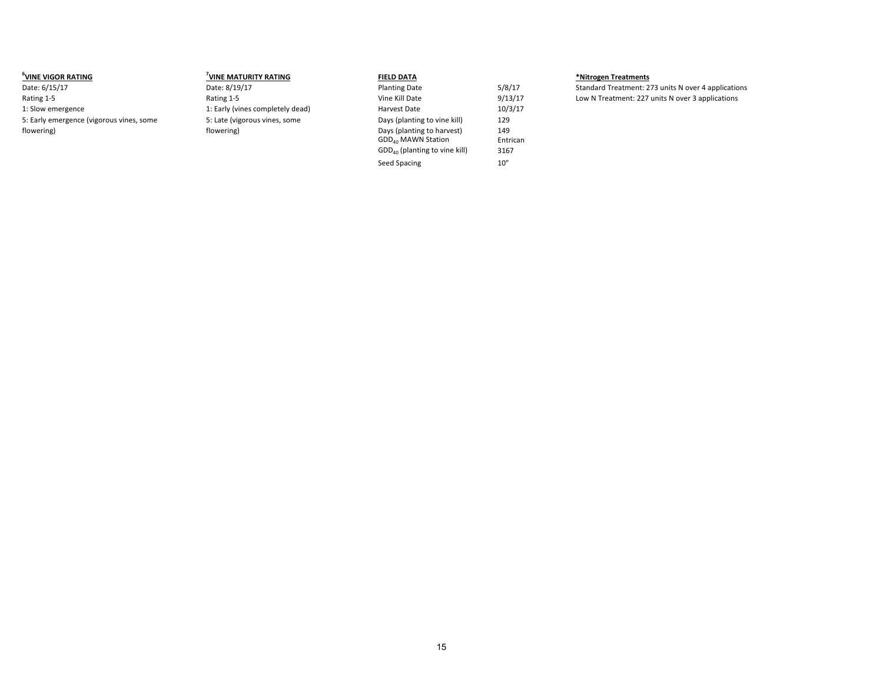### [6]VINE VIGOR RATING

Date: 6/15/17
Rating 1-5
1: Slow emergence
5: Early emergence (vigorous vines, some flowering)

### [7]VINE MATURITY RATING

Date: 8/19/17
Rating 1-5
1: Early (vines completely dead)
5: Late (vigorous vines, some flowering)

### FIELD DATA

| | |
|---|---|
| Planting Date | 5/8/17 |
| Vine Kill Date | 9/13/17 |
| Harvest Date | 10/3/17 |
| Days (planting to vine kill) | 129 |
| Days (planting to harvest) | 149 |
| $GDD_{40}$ MAWN Station | Entrican |
| $GDD_{40}$ (planting to vine kill) | 3167 |
| Seed Spacing | 10" |

### *Nitrogen Treatments

Standard Treatment: 273 units N over 4 applications
Low N Treatment: 227 units N over 3 applications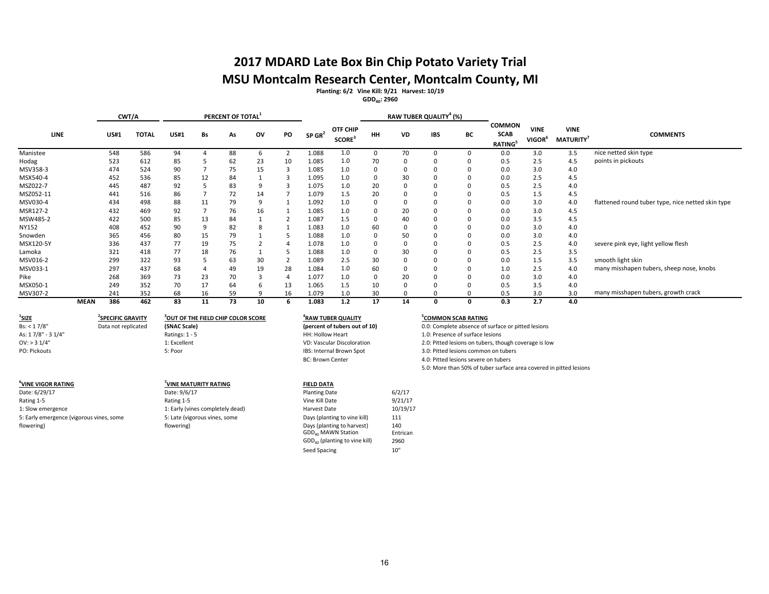# 2017 MDARD Late Box Bin Chip Potato Variety Trial

## MSU Montcalm Research Center, Montcalm County, MI

**Planting: 6/2 Vine Kill: 9/21 Harvest: 10/19**

**$GDD_{40}$: 2960**

| LINE | CWT/A | | PERCENT OF TOTAL[1] | | | | | | | RAW TUBER QUALITY[4] (%) | | | | | | | |
|---|---|---|---|---|---|---|---|---|---|---|---|---|---|---|---|---|---|
| | US#1 | TOTAL | US#1 | Bs | As | OV | PO | SP GR[2] | OTF CHIP SCORE[3] | HH | VD | IBS | BC | COMMON SCAB RATING[5] | VINE VIGOR[6] | VINE MATURITY[7] | COMMENTS |
| Manistee | 548 | 586 | 94 | 4 | 88 | 6 | 2 | 1.088 | 1.0 | 0 | 70 | 0 | 0 | 0.0 | 3.0 | 3.5 | nice netted skin type |
| Hodag | 523 | 612 | 85 | 5 | 62 | 23 | 10 | 1.085 | 1.0 | 70 | 0 | 0 | 0 | 0.5 | 2.5 | 4.5 | points in pickouts |
| MSV358-3 | 474 | 524 | 90 | 7 | 75 | 15 | 3 | 1.085 | 1.0 | 0 | 0 | 0 | 0 | 0.0 | 3.0 | 4.0 | |
| MSX540-4 | 452 | 536 | 85 | 12 | 84 | 1 | 3 | 1.095 | 1.0 | 0 | 30 | 0 | 0 | 0.0 | 2.5 | 4.5 | |
| MSZ022-7 | 445 | 487 | 92 | 5 | 83 | 9 | 3 | 1.075 | 1.0 | 20 | 0 | 0 | 0 | 0.5 | 2.5 | 4.0 | |
| MSZ052-11 | 441 | 516 | 86 | 7 | 72 | 14 | 7 | 1.079 | 1.5 | 20 | 0 | 0 | 0 | 0.5 | 1.5 | 4.5 | |
| MSV030-4 | 434 | 498 | 88 | 11 | 79 | 9 | 1 | 1.092 | 1.0 | 0 | 0 | 0 | 0 | 0.0 | 3.0 | 4.0 | flattened round tuber type, nice netted skin type |
| MSR127-2 | 432 | 469 | 92 | 7 | 76 | 16 | 1 | 1.085 | 1.0 | 0 | 20 | 0 | 0 | 0.0 | 3.0 | 4.5 | |
| MSW485-2 | 422 | 500 | 85 | 13 | 84 | 1 | 2 | 1.087 | 1.5 | 0 | 40 | 0 | 0 | 0.0 | 3.5 | 4.5 | |
| NY152 | 408 | 452 | 90 | 9 | 82 | 8 | 1 | 1.083 | 1.0 | 60 | 0 | 0 | 0 | 0.0 | 3.0 | 4.0 | |
| Snowden | 365 | 456 | 80 | 15 | 79 | 1 | 5 | 1.088 | 1.0 | 0 | 50 | 0 | 0 | 0.0 | 3.0 | 4.0 | |
| MSX120-5Y | 336 | 437 | 77 | 19 | 75 | 2 | 4 | 1.078 | 1.0 | 0 | 0 | 0 | 0 | 0.5 | 2.5 | 4.0 | severe pink eye, light yellow flesh |
| Lamoka | 321 | 418 | 77 | 18 | 76 | 1 | 5 | 1.088 | 1.0 | 0 | 30 | 0 | 0 | 0.5 | 2.5 | 3.5 | |
| MSV016-2 | 299 | 322 | 93 | 5 | 63 | 30 | 2 | 1.089 | 2.5 | 30 | 0 | 0 | 0 | 0.0 | 1.5 | 3.5 | smooth light skin |
| MSV033-1 | 297 | 437 | 68 | 4 | 49 | 19 | 28 | 1.084 | 1.0 | 60 | 0 | 0 | 0 | 1.0 | 2.5 | 4.0 | many misshapen tubers, sheep nose, knobs |
| Pike | 268 | 369 | 73 | 23 | 70 | 3 | 4 | 1.077 | 1.0 | 0 | 20 | 0 | 0 | 0.0 | 3.0 | 4.0 | |
| MSX050-1 | 249 | 352 | 70 | 17 | 64 | 6 | 13 | 1.065 | 1.5 | 10 | 0 | 0 | 0 | 0.5 | 3.5 | 4.0 | |
| MSV307-2 | 241 | 352 | 68 | 16 | 59 | 9 | 16 | 1.079 | 1.0 | 30 | 0 | 0 | 0 | 0.5 | 3.0 | 3.0 | many misshapen tubers, growth crack |
| **MEAN** | **386** | **462** | **83** | **11** | **73** | **10** | **6** | **1.083** | **1.2** | **17** | **14** | **0** | **0** | **0.3** | **2.7** | **4.0** | |

**[1]SIZE**
Bs: < 1 7/8"
As: 1 7/8" - 3 1/4"
OV: > 3 1/4"
PO: Pickouts

**[2]SPECIFIC GRAVITY**
Data not replicated

**[3]OUT OF THE FIELD CHIP COLOR SCORE**
**(SNAC Scale)**
Ratings: 1 - 5
1: Excellent
5: Poor

**[4]RAW TUBER QUALITY**
**(percent of tubers out of 10)**
HH: Hollow Heart
VD: Vascular Discoloration
IBS: Internal Brown Spot
BC: Brown Center

**[5]COMMON SCAB RATING**
0.0: Complete absence of surface or pitted lesions
1.0: Presence of surface lesions
2.0: Pitted lesions on tubers, though coverage is low
3.0: Pitted lesions common on tubers
4.0: Pitted lesions severe on tubers
5.0: More than 50% of tuber surface area covered in pitted lesions

**[6]VINE VIGOR RATING**
Date: 6/29/17
Rating 1-5
1: Slow emergence
5: Early emergence (vigorous vines, some flowering)

**[7]VINE MATURITY RATING**
Date: 9/6/17
Rating 1-5
1: Early (vines completely dead)
5: Late (vigorous vines, some flowering)

**FIELD DATA**

| | |
|---|---|
| Planting Date | 6/2/17 |
| Vine Kill Date | 9/21/17 |
| Harvest Date | 10/19/17 |
| Days (planting to vine kill) | 111 |
| Days (planting to harvest) | 140 |
| $GDD_{40}$ MAWN Station | Entrican |
| $GDD_{40}$ (planting to vine kill) | 2960 |
| Seed Spacing | 10" |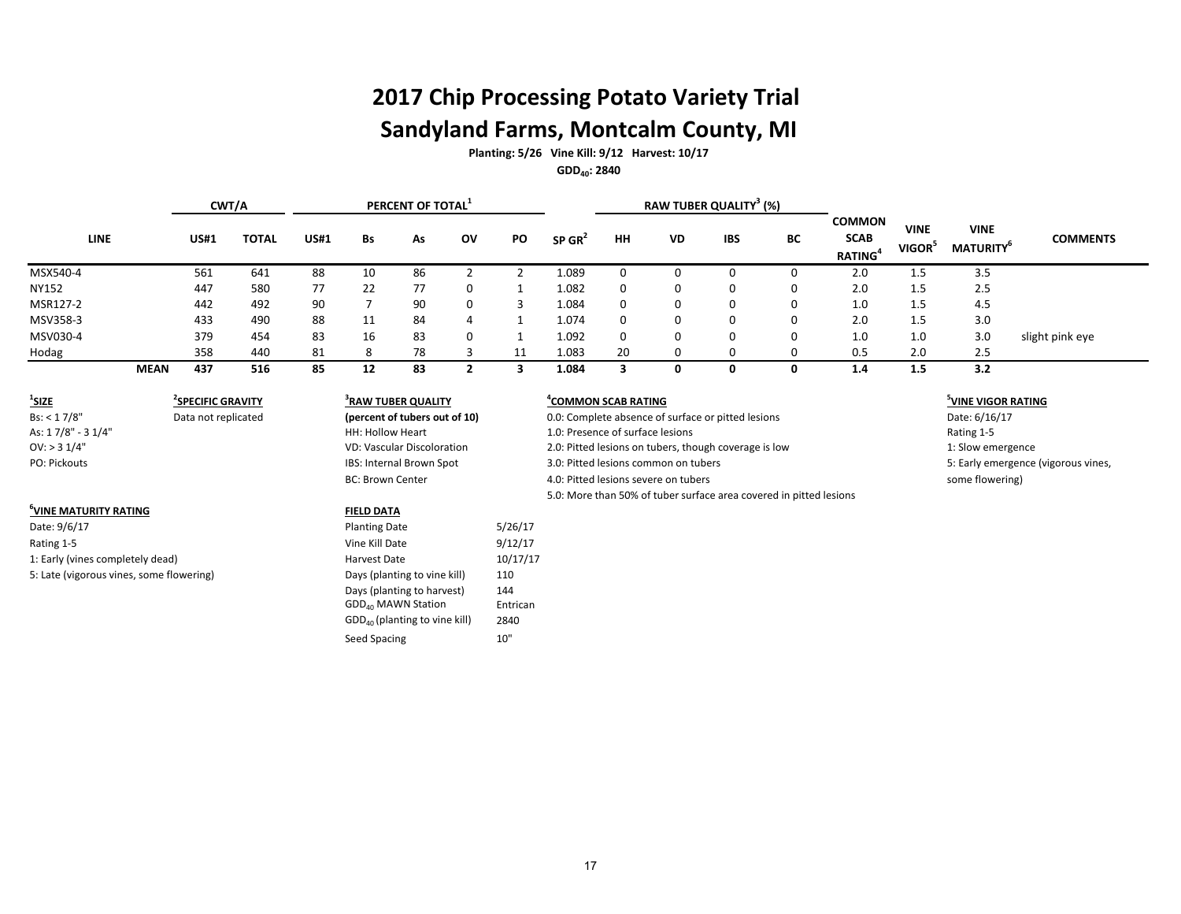# 2017 Chip Processing Potato Variety Trial

# Sandyland Farms, Montcalm County, MI

**Planting: 5/26 Vine Kill: 9/12 Harvest: 10/17**

**$GDD_{40}$: 2840**

| LINE | CWT/A | | PERCENT OF TOTAL[1] | | | | | | RAW TUBER QUALITY[3] (%) | | | | | | | |
|---|---|---|---|---|---|---|---|---|---|---|---|---|---|---|---|---|
| | US#1 | TOTAL | US#1 | Bs | As | OV | PO | SP GR[2] | HH | VD | IBS | BC | COMMON SCAB RATING[4] | VINE VIGOR[5] | VINE MATURITY[6] | COMMENTS |
| MSX540-4 | 561 | 641 | 88 | 10 | 86 | 2 | 2 | 1.089 | 0 | 0 | 0 | 0 | 2.0 | 1.5 | 3.5 | |
| NY152 | 447 | 580 | 77 | 22 | 77 | 0 | 1 | 1.082 | 0 | 0 | 0 | 0 | 2.0 | 1.5 | 2.5 | |
| MSR127-2 | 442 | 492 | 90 | 7 | 90 | 0 | 3 | 1.084 | 0 | 0 | 0 | 0 | 1.0 | 1.5 | 4.5 | |
| MSV358-3 | 433 | 490 | 88 | 11 | 84 | 4 | 1 | 1.074 | 0 | 0 | 0 | 0 | 2.0 | 1.5 | 3.0 | |
| MSV030-4 | 379 | 454 | 83 | 16 | 83 | 0 | 1 | 1.092 | 0 | 0 | 0 | 0 | 1.0 | 1.0 | 3.0 | slight pink eye |
| Hodag | 358 | 440 | 81 | 8 | 78 | 3 | 11 | 1.083 | 20 | 0 | 0 | 0 | 0.5 | 2.0 | 2.5 | |
| **MEAN** | **437** | **516** | **85** | **12** | **83** | **2** | **3** | **1.084** | **3** | **0** | **0** | **0** | **1.4** | **1.5** | **3.2** | |

**[1]SIZE**
Bs: < 1 7/8"
As: 1 7/8" - 3 1/4"
OV: > 3 1/4"
PO: Pickouts

**[2]SPECIFIC GRAVITY**
Data not replicated

**[3]RAW TUBER QUALITY**
**(percent of tubers out of 10)**
HH: Hollow Heart
VD: Vascular Discoloration
IBS: Internal Brown Spot
BC: Brown Center

**[4]COMMON SCAB RATING**
0.0: Complete absence of surface or pitted lesions
1.0: Presence of surface lesions
2.0: Pitted lesions on tubers, though coverage is low
3.0: Pitted lesions common on tubers
4.0: Pitted lesions severe on tubers
5.0: More than 50% of tuber surface area covered in pitted lesions

**[5]VINE VIGOR RATING**
Date: 6/16/17
Rating 1-5
1: Slow emergence
5: Early emergence (vigorous vines, some flowering)

**[6]VINE MATURITY RATING**
Date: 9/6/17
Rating 1-5
1: Early (vines completely dead)
5: Late (vigorous vines, some flowering)

**FIELD DATA**

| | |
|---|---|
| Planting Date | 5/26/17 |
| Vine Kill Date | 9/12/17 |
| Harvest Date | 10/17/17 |
| Days (planting to vine kill) | 110 |
| Days (planting to harvest) | 144 |
| $GDD_{40}$ MAWN Station | Entrican |
| $GDD_{40}$ (planting to vine kill) | 2840 |
| Seed Spacing | 10" |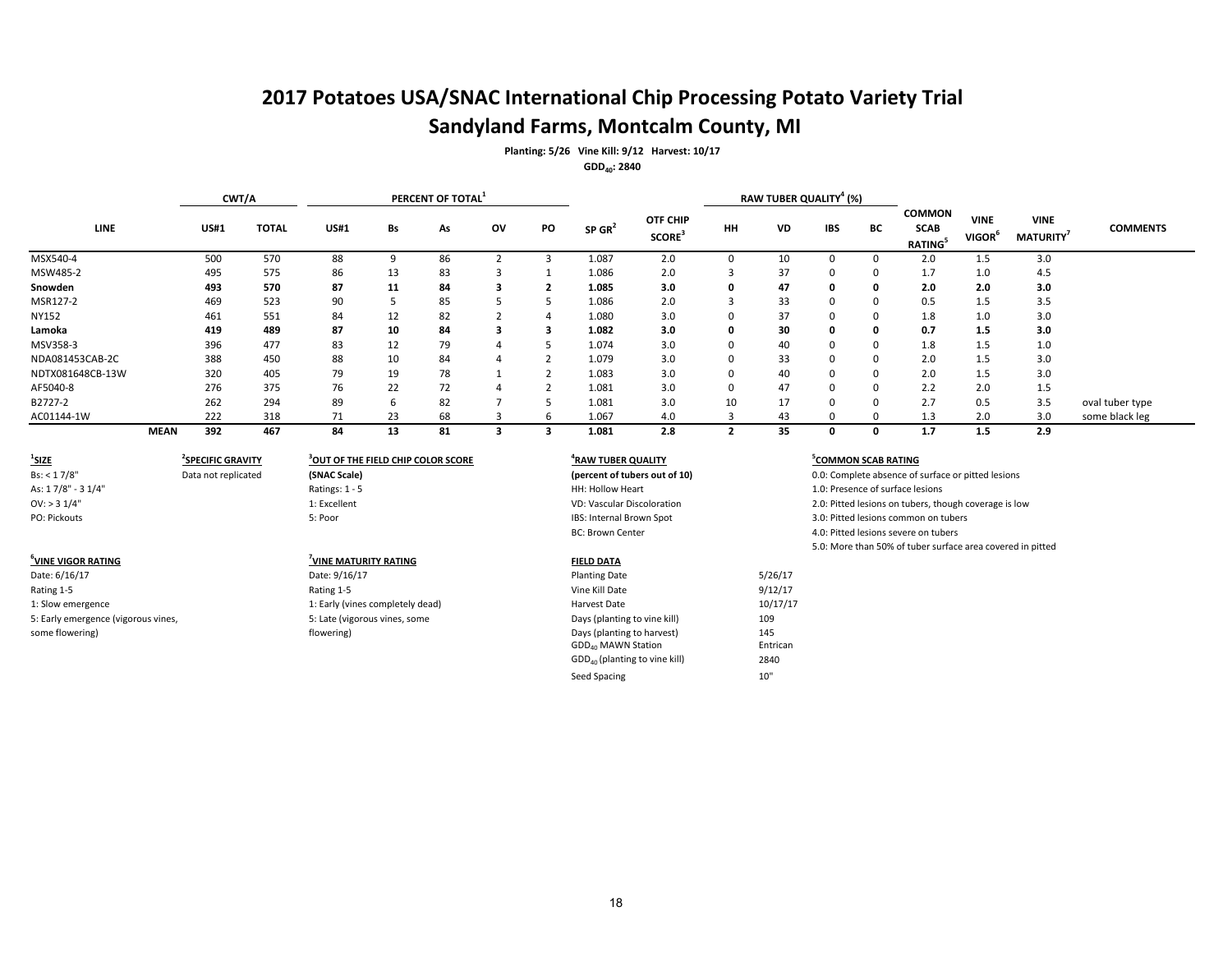# 2017 Potatoes USA/SNAC International Chip Processing Potato Variety Trial

## Sandyland Farms, Montcalm County, MI

**Planting: 5/26 Vine Kill: 9/12 Harvest: 10/17**

**$GDD_{40}$: 2840**

| LINE | CWT/A | | PERCENT OF TOTAL[1] | | | | | SP GR[2] | OTF CHIP SCORE[3] | RAW TUBER QUALITY[4] (%) | | | | COMMON SCAB RATING[5] | VINE VIGOR[6] | VINE MATURITY[7] | COMMENTS |
|---|---|---|---|---|---|---|---|---|---|---|---|---|---|---|---|---|---|
| | US#1 | TOTAL | US#1 | Bs | As | OV | PO | | | HH | VD | IBS | BC | | | | |
| MSX540-4 | 500 | 570 | 88 | 9 | 86 | 2 | 3 | 1.087 | 2.0 | 0 | 10 | 0 | 0 | 2.0 | 1.5 | 3.0 | |
| MSW485-2 | 495 | 575 | 86 | 13 | 83 | 3 | 1 | 1.086 | 2.0 | 3 | 37 | 0 | 0 | 1.7 | 1.0 | 4.5 | |
| **Snowden** | **493** | **570** | **87** | **11** | **84** | **3** | **2** | **1.085** | **3.0** | **0** | **47** | **0** | **0** | **2.0** | **2.0** | **3.0** | |
| MSR127-2 | 469 | 523 | 90 | 5 | 85 | 5 | 5 | 1.086 | 2.0 | 3 | 33 | 0 | 0 | 0.5 | 1.5 | 3.5 | |
| NY152 | 461 | 551 | 84 | 12 | 82 | 2 | 4 | 1.080 | 3.0 | 0 | 37 | 0 | 0 | 1.8 | 1.0 | 3.0 | |
| **Lamoka** | **419** | **489** | **87** | **10** | **84** | **3** | **3** | **1.082** | **3.0** | **0** | **30** | **0** | **0** | **0.7** | **1.5** | **3.0** | |
| MSV358-3 | 396 | 477 | 83 | 12 | 79 | 4 | 5 | 1.074 | 3.0 | 0 | 40 | 0 | 0 | 1.8 | 1.5 | 1.0 | |
| NDA081453CAB-2C | 388 | 450 | 88 | 10 | 84 | 4 | 2 | 1.079 | 3.0 | 0 | 33 | 0 | 0 | 2.0 | 1.5 | 3.0 | |
| NDTX081648CB-13W | 320 | 405 | 79 | 19 | 78 | 1 | 2 | 1.083 | 3.0 | 0 | 40 | 0 | 0 | 2.0 | 1.5 | 3.0 | |
| AF5040-8 | 276 | 375 | 76 | 22 | 72 | 4 | 2 | 1.081 | 3.0 | 0 | 47 | 0 | 0 | 2.2 | 2.0 | 1.5 | |
| B2727-2 | 262 | 294 | 89 | 6 | 82 | 7 | 5 | 1.081 | 3.0 | 10 | 17 | 0 | 0 | 2.7 | 0.5 | 3.5 | oval tuber type |
| AC01144-1W | 222 | 318 | 71 | 23 | 68 | 3 | 6 | 1.067 | 4.0 | 3 | 43 | 0 | 0 | 1.3 | 2.0 | 3.0 | some black leg |
| **MEAN** | **392** | **467** | **84** | **13** | **81** | **3** | **3** | **1.081** | **2.8** | **2** | **35** | **0** | **0** | **1.7** | **1.5** | **2.9** | |

**[1]SIZE**
Bs: < 1 7/8"
As: 1 7/8" - 3 1/4"
OV: > 3 1/4"
PO: Pickouts

**[2]SPECIFIC GRAVITY**
Data not replicated

**[3]OUT OF THE FIELD CHIP COLOR SCORE**
(SNAC Scale)
Ratings: 1 - 5
1: Excellent
5: Poor

**[4]RAW TUBER QUALITY**
(percent of tubers out of 10)
HH: Hollow Heart
VD: Vascular Discoloration
IBS: Internal Brown Spot
BC: Brown Center

**[5]COMMON SCAB RATING**
0.0: Complete absence of surface or pitted lesions
1.0: Presence of surface lesions
2.0: Pitted lesions on tubers, though coverage is low
3.0: Pitted lesions common on tubers
4.0: Pitted lesions severe on tubers
5.0: More than 50% of tuber surface area covered in pitted

**[6]VINE VIGOR RATING**
Date: 6/16/17
Rating 1-5
1: Slow emergence
5: Early emergence (vigorous vines, some flowering)

**[7]VINE MATURITY RATING**
Date: 9/16/17
Rating 1-5
1: Early (vines completely dead)
5: Late (vigorous vines, some flowering)

**FIELD DATA**

| | |
|---|---|
| Planting Date | 5/26/17 |
| Vine Kill Date | 9/12/17 |
| Harvest Date | 10/17/17 |
| Days (planting to vine kill) | 109 |
| Days (planting to harvest) | 145 |
| $GDD_{40}$ MAWN Station | Entrican |
| $GDD_{40}$ (planting to vine kill) | 2840 |
| Seed Spacing | 10" |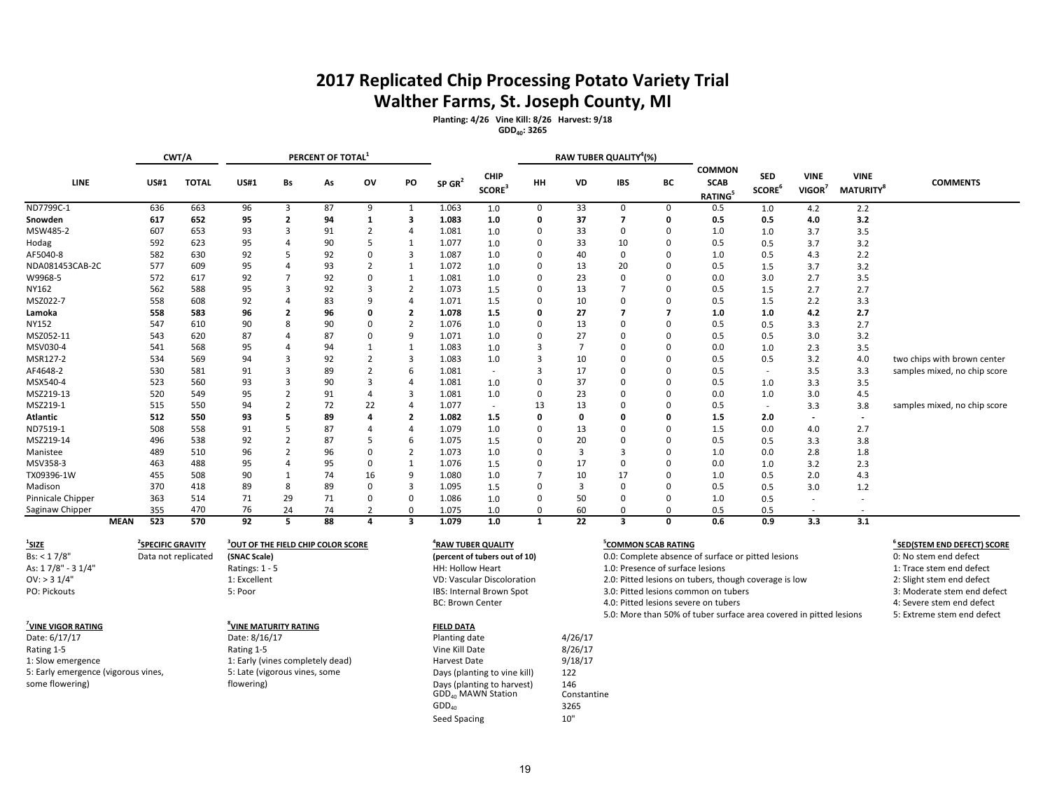# 2017 Replicated Chip Processing Potato Variety Trial
## Walther Farms, St. Joseph County, MI

**Planting: 4/26 Vine Kill: 8/26 Harvest: 9/18**
**$GDD_{40}$: 3265**

| | CWT/A | | PERCENT OF TOTAL[1] | | | | | | | RAW TUBER QUALITY[4] (%) | | | | | | | | |
|---|---|---|---|---|---|---|---|---|---|---|---|---|---|---|---|---|---|---|
| LINE | US#1 | TOTAL | US#1 | Bs | As | OV | PO | SP GR[2] | CHIP SCORE[3] | HH | VD | IBS | BC | COMMON SCAB RATING[5] | SED SCORE[6] | VINE VIGOR[7] | VINE MATURITY[8] | COMMENTS |
| ND7799C-1 | 636 | 663 | 96 | 3 | 87 | 9 | 1 | 1.063 | 1.0 | 0 | 33 | 0 | 0 | 0.5 | 1.0 | 4.2 | 2.2 | |
| **Snowden** | **617** | **652** | **95** | **2** | **94** | **1** | **3** | **1.083** | **1.0** | **0** | **37** | **7** | **0** | **0.5** | **0.5** | **4.0** | **3.2** | |
| MSW485-2 | 607 | 653 | 93 | 3 | 91 | 2 | 4 | 1.081 | 1.0 | 0 | 33 | 0 | 0 | 1.0 | 1.0 | 3.7 | 3.5 | |
| Hodag | 592 | 623 | 95 | 4 | 90 | 5 | 1 | 1.077 | 1.0 | 0 | 33 | 10 | 0 | 0.5 | 0.5 | 3.7 | 3.2 | |
| AF5040-8 | 582 | 630 | 92 | 5 | 92 | 0 | 3 | 1.087 | 1.0 | 0 | 40 | 0 | 0 | 1.0 | 0.5 | 4.3 | 2.2 | |
| NDA081453CAB-2C | 577 | 609 | 95 | 4 | 93 | 2 | 1 | 1.072 | 1.0 | 0 | 13 | 20 | 0 | 0.5 | 1.5 | 3.7 | 3.2 | |
| W9968-5 | 572 | 617 | 92 | 7 | 92 | 0 | 1 | 1.081 | 1.0 | 0 | 23 | 0 | 0 | 0.0 | 3.0 | 2.7 | 3.5 | |
| NY162 | 562 | 588 | 95 | 3 | 92 | 3 | 2 | 1.073 | 1.5 | 0 | 13 | 7 | 0 | 0.5 | 1.5 | 2.7 | 2.7 | |
| MSZ022-7 | 558 | 608 | 92 | 4 | 83 | 9 | 4 | 1.071 | 1.5 | 0 | 10 | 0 | 0 | 0.5 | 1.5 | 2.2 | 3.3 | |
| **Lamoka** | **558** | **583** | **96** | **2** | **96** | **0** | **2** | **1.078** | **1.5** | **0** | **27** | **7** | **7** | **1.0** | **1.0** | **4.2** | **2.7** | |
| NY152 | 547 | 610 | 90 | 8 | 90 | 0 | 2 | 1.076 | 1.0 | 0 | 13 | 0 | 0 | 0.5 | 0.5 | 3.3 | 2.7 | |
| MSZ052-11 | 543 | 620 | 87 | 4 | 87 | 0 | 9 | 1.071 | 1.0 | 0 | 27 | 0 | 0 | 0.5 | 0.5 | 3.0 | 3.2 | |
| MSV030-4 | 541 | 568 | 95 | 4 | 94 | 1 | 1 | 1.083 | 1.0 | 3 | 7 | 0 | 0 | 0.0 | 1.0 | 2.3 | 3.5 | |
| MSR127-2 | 534 | 569 | 94 | 3 | 92 | 2 | 3 | 1.083 | 1.0 | 3 | 10 | 0 | 0 | 0.5 | 0.5 | 3.2 | 4.0 | two chips with brown center |
| AF4648-2 | 530 | 581 | 91 | 3 | 89 | 2 | 6 | 1.081 | - | 3 | 17 | 0 | 0 | 0.5 | - | 3.5 | 3.3 | samples mixed, no chip score |
| MSX540-4 | 523 | 560 | 93 | 3 | 90 | 3 | 4 | 1.081 | 1.0 | 0 | 37 | 0 | 0 | 0.5 | 1.0 | 3.3 | 3.5 | |
| MSZ219-13 | 520 | 549 | 95 | 2 | 91 | 4 | 3 | 1.081 | 1.0 | 0 | 23 | 0 | 0 | 0.0 | 1.0 | 3.0 | 4.5 | |
| MSZ219-1 | 515 | 550 | 94 | 2 | 72 | 22 | 4 | 1.077 | - | 13 | 13 | 0 | 0 | 0.5 | - | 3.3 | 3.8 | samples mixed, no chip score |
| **Atlantic** | **512** | **550** | **93** | **5** | **89** | **4** | **2** | **1.082** | **1.5** | **0** | **0** | **0** | **0** | **1.5** | **2.0** | **-** | **-** | |
| ND7519-1 | 508 | 558 | 91 | 5 | 87 | 4 | 4 | 1.079 | 1.0 | 0 | 13 | 0 | 0 | 1.5 | 0.0 | 4.0 | 2.7 | |
| MSZ219-14 | 496 | 538 | 92 | 2 | 87 | 5 | 6 | 1.075 | 1.5 | 0 | 20 | 0 | 0 | 0.5 | 0.5 | 3.3 | 3.8 | |
| Manistee | 489 | 510 | 96 | 2 | 96 | 0 | 2 | 1.073 | 1.0 | 0 | 3 | 3 | 0 | 1.0 | 0.0 | 2.8 | 1.8 | |
| MSV358-3 | 463 | 488 | 95 | 4 | 95 | 0 | 1 | 1.076 | 1.5 | 0 | 17 | 0 | 0 | 0.0 | 1.0 | 3.2 | 2.3 | |
| TX09396-1W | 455 | 508 | 90 | 1 | 74 | 16 | 9 | 1.080 | 1.0 | 7 | 10 | 17 | 0 | 1.0 | 0.5 | 2.0 | 4.3 | |
| Madison | 370 | 418 | 89 | 8 | 89 | 0 | 3 | 1.095 | 1.5 | 0 | 3 | 0 | 0 | 0.5 | 0.5 | 3.0 | 1.2 | |
| Pinnicale Chipper | 363 | 514 | 71 | 29 | 71 | 0 | 0 | 1.086 | 1.0 | 0 | 50 | 0 | 0 | 1.0 | 0.5 | - | - | |
| Saginaw Chipper | 355 | 470 | 76 | 24 | 74 | 2 | 0 | 1.075 | 1.0 | 0 | 60 | 0 | 0 | 0.5 | 0.5 | - | - | |
| **MEAN** | **523** | **570** | **92** | **5** | **88** | **4** | **3** | **1.079** | **1.0** | **1** | **22** | **3** | **0** | **0.6** | **0.9** | **3.3** | **3.1** | |

**[1]SIZE**
Bs: < 1 7/8"
As: 1 7/8" - 3 1/4"
OV: > 3 1/4"
PO: Pickouts

**[2]SPECIFIC GRAVITY**
Data not replicated

**[3]OUT OF THE FIELD CHIP COLOR SCORE**
(SNAC Scale)
Ratings: 1 - 5
1: Excellent
5: Poor

**[4]RAW TUBER QUALITY**
(percent of tubers out of 10)
HH: Hollow Heart
VD: Vascular Discoloration
IBS: Internal Brown Spot
BC: Brown Center

**[5]COMMON SCAB RATING**
0.0: Complete absence of surface or pitted lesions
1.0: Presence of surface lesions
2.0: Pitted lesions on tubers, though coverage is low
3.0: Pitted lesions common on tubers
4.0: Pitted lesions severe on tubers
5.0: More than 50% of tuber surface area covered in pitted lesions

**[6]SED(STEM END DEFECT) SCORE**
0: No stem end defect
1: Trace stem end defect
2: Slight stem end defect
3: Moderate stem end defect
4: Severe stem end defect
5: Extreme stem end defect

**[7]VINE VIGOR RATING**
Date: 6/17/17
Rating 1-5
1: Slow emergence
5: Early emergence (vigorous vines, some flowering)

**[8]VINE MATURITY RATING**
Date: 8/16/17
Rating 1-5
1: Early (vines completely dead)
5: Late (vigorous vines, some flowering)

**FIELD DATA**

| | |
|---|---|
| Planting date | 4/26/17 |
| Vine Kill Date | 8/26/17 |
| Harvest Date | 9/18/17 |
| Days (planting to vine kill) | 122 |
| Days (planting to harvest) | 146 |
| $GDD_{40}$ MAWN Station | Constantine |
| $GDD_{40}$ | 3265 |
| Seed Spacing | 10" |